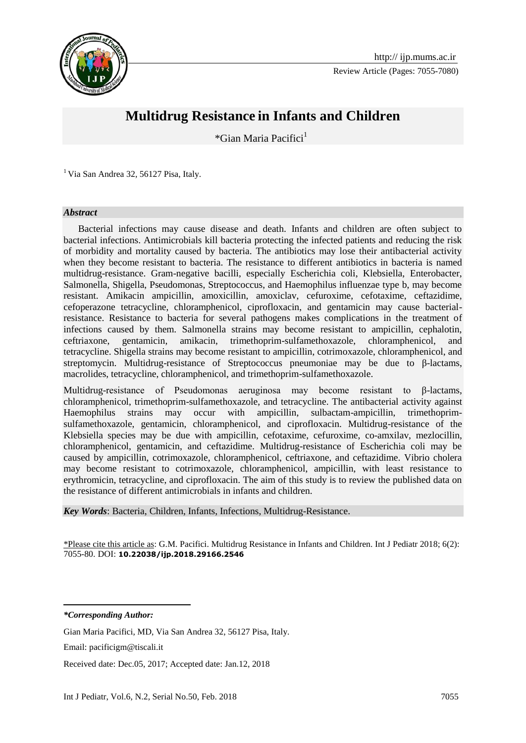http:// ijp.mums.ac.ir

Review Article (Pages: 7055-7080)

# Multidrug Resistance in Infants and Children

*Gian Maria Pacifici[1]

[1] Via San Andrea 32, 56127 Pisa, Italy.

### *Abstract*

Bacterial infections may cause disease and death. Infants and children are often subject to bacterial infections. Antimicrobials kill bacteria protecting the infected patients and reducing the risk of morbidity and mortality caused by bacteria. The antibiotics may lose their antibacterial activity when they become resistant to bacteria. The resistance to different antibiotics in bacteria is named multidrug-resistance. Gram-negative bacilli, especially Escherichia coli, Klebsiella, Enterobacter, Salmonella, Shigella, Pseudomonas, Streptococcus, and Haemophilus influenzae type b, may become resistant. Amikacin ampicillin, amoxicillin, amoxiclav, cefuroxime, cefotaxime, ceftazidime, cefoperazone tetracycline, chloramphenicol, ciprofloxacin, and gentamicin may cause bacterial-resistance. Resistance to bacteria for several pathogens makes complications in the treatment of infections caused by them. Salmonella strains may become resistant to ampicillin, cephalotin, ceftriaxone, gentamicin, amikacin, trimethoprim-sulfamethoxazole, chloramphenicol, and tetracycline. Shigella strains may become resistant to ampicillin, cotrimoxazole, chloramphenicol, and streptomycin. Multidrug-resistance of Streptococcus pneumoniae may be due to β-lactams, macrolides, tetracycline, chloramphenicol, and trimethoprim-sulfamethoxazole.

Multidrug-resistance of Pseudomonas aeruginosa may become resistant to β-lactams, chloramphenicol, trimethoprim-sulfamethoxazole, and tetracycline. The antibacterial activity against Haemophilus strains may occur with ampicillin, sulbactam-ampicillin, trimethoprim-sulfamethoxazole, gentamicin, chloramphenicol, and ciprofloxacin. Multidrug-resistance of the Klebsiella species may be due with ampicillin, cefotaxime, cefuroxime, co-amxilav, mezlocillin, chloramphenicol, gentamicin, and ceftazidime. Multidrug-resistance of Escherichia coli may be caused by ampicillin, cotrimoxazole, chloramphenicol, ceftriaxone, and ceftazidime. Vibrio cholera may become resistant to cotrimoxazole, chloramphenicol, ampicillin, with least resistance to erythromicin, tetracycline, and ciprofloxacin. The aim of this study is to review the published data on the resistance of different antimicrobials in infants and children.

***Key Words***: Bacteria, Children, Infants, Infections, Multidrug-Resistance.

*Please cite this article as: G.M. Pacifici. Multidrug Resistance in Infants and Children. Int J Pediatr 2018; 6(2): 7055-80. DOI: **10.22038/ijp.2018.29166.2546**

***Corresponding Author:***

Gian Maria Pacifici, MD, Via San Andrea 32, 56127 Pisa, Italy.

Email: pacificigm@tiscali.it

Received date: Dec.05, 2017; Accepted date: Jan.12, 2018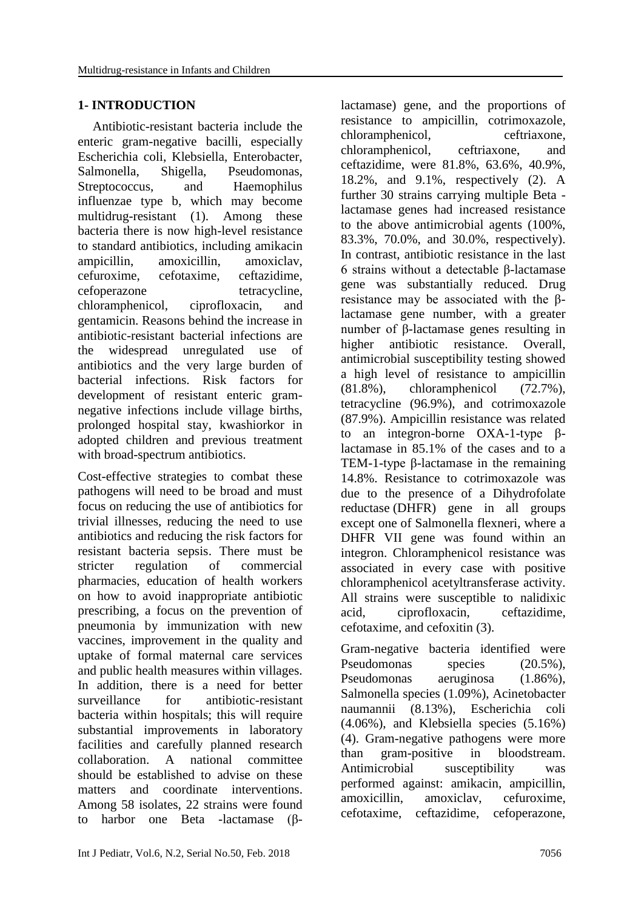## 1- INTRODUCTION

Antibiotic-resistant bacteria include the enteric gram-negative bacilli, especially Escherichia coli, Klebsiella, Enterobacter, Salmonella, Shigella, Pseudomonas, Streptococcus, and Haemophilus influenzae type b, which may become multidrug-resistant (1). Among these bacteria there is now high-level resistance to standard antibiotics, including amikacin ampicillin, amoxicillin, amoxiclav, cefuroxime, cefotaxime, ceftazidime, cefoperazone tetracycline, chloramphenicol, ciprofloxacin, and gentamicin. Reasons behind the increase in antibiotic-resistant bacterial infections are the widespread unregulated use of antibiotics and the very large burden of bacterial infections. Risk factors for development of resistant enteric gram-negative infections include village births, prolonged hospital stay, kwashiorkor in adopted children and previous treatment with broad-spectrum antibiotics.

Cost-effective strategies to combat these pathogens will need to be broad and must focus on reducing the use of antibiotics for trivial illnesses, reducing the need to use antibiotics and reducing the risk factors for resistant bacteria sepsis. There must be stricter regulation of commercial pharmacies, education of health workers on how to avoid inappropriate antibiotic prescribing, a focus on the prevention of pneumonia by immunization with new vaccines, improvement in the quality and uptake of formal maternal care services and public health measures within villages. In addition, there is a need for better surveillance for antibiotic-resistant bacteria within hospitals; this will require substantial improvements in laboratory facilities and carefully planned research collaboration. A national committee should be established to advise on these matters and coordinate interventions. Among 58 isolates, 22 strains were found to harbor one Beta -lactamase (β-lactamase) gene, and the proportions of resistance to ampicillin, cotrimoxazole, chloramphenicol, ceftriaxone, chloramphenicol, ceftriaxone, and ceftazidime, were 81.8%, 63.6%, 40.9%, 18.2%, and 9.1%, respectively (2). A further 30 strains carrying multiple Beta -lactamase genes had increased resistance to the above antimicrobial agents (100%, 83.3%, 70.0%, and 30.0%, respectively). In contrast, antibiotic resistance in the last 6 strains without a detectable β-lactamase gene was substantially reduced. Drug resistance may be associated with the β-lactamase gene number, with a greater number of β-lactamase genes resulting in higher antibiotic resistance. Overall, antimicrobial susceptibility testing showed a high level of resistance to ampicillin (81.8%), chloramphenicol (72.7%), tetracycline (96.9%), and cotrimoxazole (87.9%). Ampicillin resistance was related to an integron-borne OXA-1-type β-lactamase in 85.1% of the cases and to a TEM-1-type β-lactamase in the remaining 14.8%. Resistance to cotrimoxazole was due to the presence of a Dihydrofolate reductase (DHFR) gene in all groups except one of Salmonella flexneri, where a DHFR VII gene was found within an integron. Chloramphenicol resistance was associated in every case with positive chloramphenicol acetyltransferase activity. All strains were susceptible to nalidixic acid, ciprofloxacin, ceftazidime, cefotaxime, and cefoxitin (3).

Gram-negative bacteria identified were Pseudomonas species (20.5%), Pseudomonas aeruginosa (1.86%), Salmonella species (1.09%), Acinetobacter naumannii (8.13%), Escherichia coli (4.06%), and Klebsiella species (5.16%) (4). Gram-negative pathogens were more than gram-positive in bloodstream. Antimicrobial susceptibility was performed against: amikacin, ampicillin, amoxicillin, amoxiclav, cefuroxime, cefotaxime, ceftazidime, cefoperazone,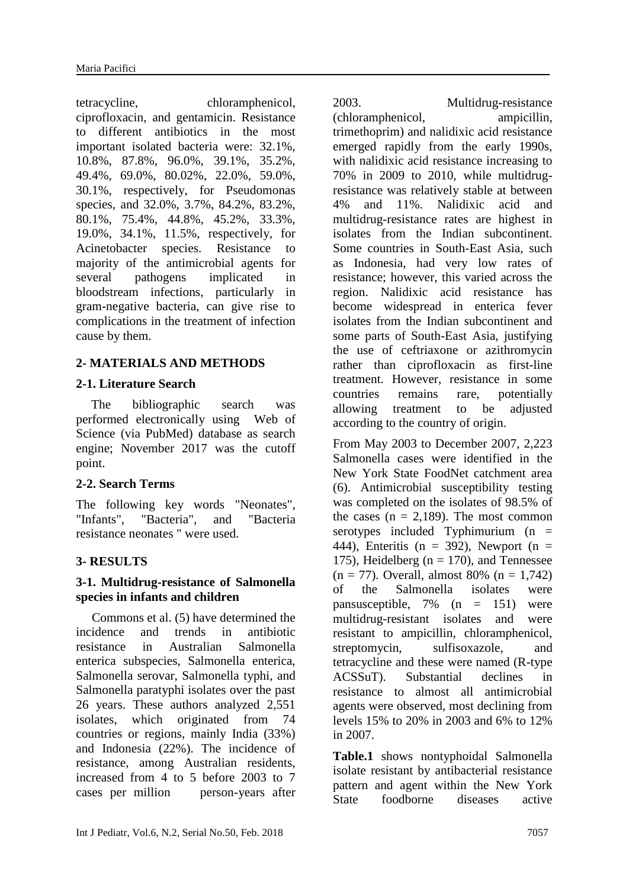tetracycline, chloramphenicol, ciprofloxacin, and gentamicin. Resistance to different antibiotics in the most important isolated bacteria were: 32.1%, 10.8%, 87.8%, 96.0%, 39.1%, 35.2%, 49.4%, 69.0%, 80.02%, 22.0%, 59.0%, 30.1%, respectively, for Pseudomonas species, and 32.0%, 3.7%, 84.2%, 83.2%, 80.1%, 75.4%, 44.8%, 45.2%, 33.3%, 19.0%, 34.1%, 11.5%, respectively, for Acinetobacter species. Resistance to majority of the antimicrobial agents for several pathogens implicated in bloodstream infections, particularly in gram-negative bacteria, can give rise to complications in the treatment of infection cause by them.

## 2- MATERIALS AND METHODS

### 2-1. Literature Search

The bibliographic search was performed electronically using Web of Science (via PubMed) database as search engine; November 2017 was the cutoff point.

### 2-2. Search Terms

The following key words "Neonates", "Infants", "Bacteria", and "Bacteria resistance neonates " were used.

## 3- RESULTS

### 3-1. Multidrug-resistance of Salmonella species in infants and children

Commons et al. (5) have determined the incidence and trends in antibiotic resistance in Australian Salmonella enterica subspecies, Salmonella enterica, Salmonella serovar, Salmonella typhi, and Salmonella paratyphi isolates over the past 26 years. These authors analyzed 2,551 isolates, which originated from 74 countries or regions, mainly India (33%) and Indonesia (22%). The incidence of resistance, among Australian residents, increased from 4 to 5 before 2003 to 7 cases per million person-years after 2003. Multidrug-resistance (chloramphenicol, ampicillin, trimethoprim) and nalidixic acid resistance emerged rapidly from the early 1990s, with nalidixic acid resistance increasing to 70% in 2009 to 2010, while multidrug-resistance was relatively stable at between 4% and 11%. Nalidixic acid and multidrug-resistance rates are highest in isolates from the Indian subcontinent. Some countries in South-East Asia, such as Indonesia, had very low rates of resistance; however, this varied across the region. Nalidixic acid resistance has become widespread in enterica fever isolates from the Indian subcontinent and some parts of South-East Asia, justifying the use of ceftriaxone or azithromycin rather than ciprofloxacin as first-line treatment. However, resistance in some countries remains rare, potentially allowing treatment to be adjusted according to the country of origin.

From May 2003 to December 2007, 2,223 Salmonella cases were identified in the New York State FoodNet catchment area (6). Antimicrobial susceptibility testing was completed on the isolates of 98.5% of the cases (n = 2,189). The most common serotypes included Typhimurium (n = 444), Enteritis (n = 392), Newport (n = 175), Heidelberg (n = 170), and Tennessee (n = 77). Overall, almost 80% (n = 1,742) of the Salmonella isolates were pansusceptible, 7% (n = 151) were multidrug-resistant isolates and were resistant to ampicillin, chloramphenicol, streptomycin, sulfisoxazole, and tetracycline and these were named (R-type ACSSuT). Substantial declines in resistance to almost all antimicrobial agents were observed, most declining from levels 15% to 20% in 2003 and 6% to 12% in 2007.

**Table.1** shows nontyphoidal Salmonella isolate resistant by antibacterial resistance pattern and agent within the New York State foodborne diseases active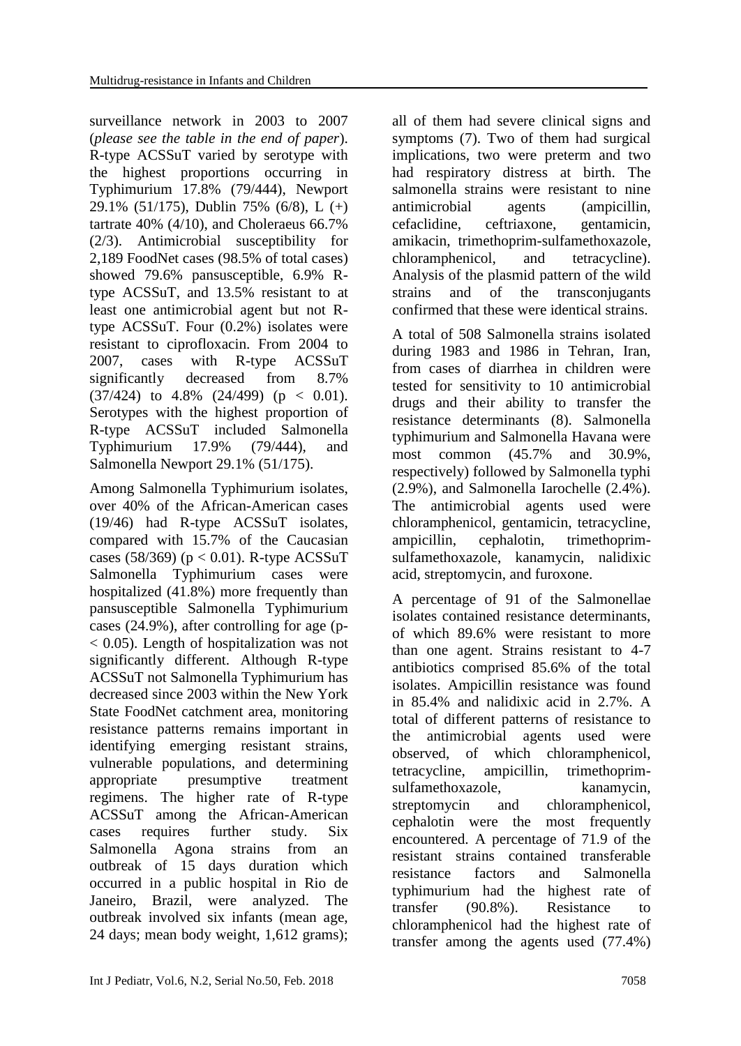surveillance network in 2003 to 2007 (*please see the table in the end of paper*). R-type ACSSuT varied by serotype with the highest proportions occurring in Typhimurium 17.8% (79/444), Newport 29.1% (51/175), Dublin 75% (6/8), L (+) tartrate 40% (4/10), and Choleraeus 66.7% (2/3). Antimicrobial susceptibility for 2,189 FoodNet cases (98.5% of total cases) showed 79.6% pansusceptible, 6.9% R-type ACSSuT, and 13.5% resistant to at least one antimicrobial agent but not R-type ACSSuT. Four (0.2%) isolates were resistant to ciprofloxacin. From 2004 to 2007, cases with R-type ACSSuT significantly decreased from 8.7% (37/424) to 4.8% (24/499) ($p < 0.01$). Serotypes with the highest proportion of R-type ACSSuT included Salmonella Typhimurium 17.9% (79/444), and Salmonella Newport 29.1% (51/175).

Among Salmonella Typhimurium isolates, over 40% of the African-American cases (19/46) had R-type ACSSuT isolates, compared with 15.7% of the Caucasian cases (58/369) ($p < 0.01$). R-type ACSSuT Salmonella Typhimurium cases were hospitalized (41.8%) more frequently than pansusceptible Salmonella Typhimurium cases (24.9%), after controlling for age (p-< 0.05). Length of hospitalization was not significantly different. Although R-type ACSSuT not Salmonella Typhimurium has decreased since 2003 within the New York State FoodNet catchment area, monitoring resistance patterns remains important in identifying emerging resistant strains, vulnerable populations, and determining appropriate presumptive treatment regimens. The higher rate of R-type ACSSuT among the African-American cases requires further study. Six Salmonella Agona strains from an outbreak of 15 days duration which occurred in a public hospital in Rio de Janeiro, Brazil, were analyzed. The outbreak involved six infants (mean age, 24 days; mean body weight, 1,612 grams); all of them had severe clinical signs and symptoms (7). Two of them had surgical implications, two were preterm and two had respiratory distress at birth. The salmonella strains were resistant to nine antimicrobial agents (ampicillin, cefaclidine, ceftriaxone, gentamicin, amikacin, trimethoprim-sulfamethoxazole, chloramphenicol, and tetracycline). Analysis of the plasmid pattern of the wild strains and of the transconjugants confirmed that these were identical strains.

A total of 508 Salmonella strains isolated during 1983 and 1986 in Tehran, Iran, from cases of diarrhea in children were tested for sensitivity to 10 antimicrobial drugs and their ability to transfer the resistance determinants (8). Salmonella typhimurium and Salmonella Havana were most common (45.7% and 30.9%, respectively) followed by Salmonella typhi (2.9%), and Salmonella Iarochelle (2.4%). The antimicrobial agents used were chloramphenicol, gentamicin, tetracycline, ampicillin, cephalotin, trimethoprim-sulfamethoxazole, kanamycin, nalidixic acid, streptomycin, and furoxone.

A percentage of 91 of the Salmonellae isolates contained resistance determinants, of which 89.6% were resistant to more than one agent. Strains resistant to 4-7 antibiotics comprised 85.6% of the total isolates. Ampicillin resistance was found in 85.4% and nalidixic acid in 2.7%. A total of different patterns of resistance to the antimicrobial agents used were observed, of which chloramphenicol, tetracycline, ampicillin, trimethoprim-sulfamethoxazole, kanamycin, streptomycin and chloramphenicol, cephalotin were the most frequently encountered. A percentage of 71.9 of the resistant strains contained transferable resistance factors and Salmonella typhimurium had the highest rate of transfer (90.8%). Resistance to chloramphenicol had the highest rate of transfer among the agents used (77.4%)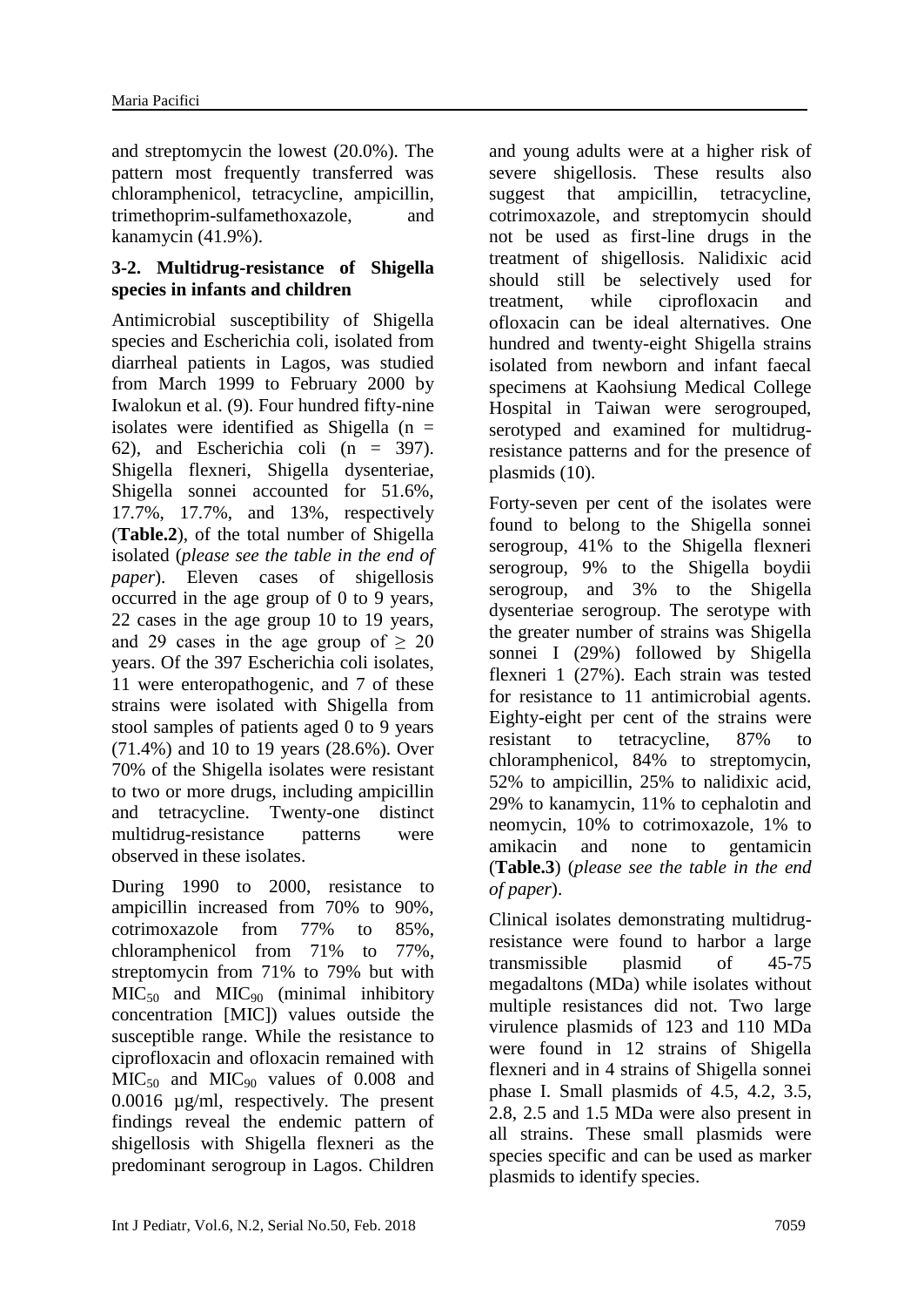and streptomycin the lowest (20.0%). The pattern most frequently transferred was chloramphenicol, tetracycline, ampicillin, trimethoprim-sulfamethoxazole, and kanamycin (41.9%).

### 3-2. Multidrug-resistance of Shigella species in infants and children

Antimicrobial susceptibility of Shigella species and Escherichia coli, isolated from diarrheal patients in Lagos, was studied from March 1999 to February 2000 by Iwalokun et al. (9). Four hundred fifty-nine isolates were identified as Shigella (n = 62), and Escherichia coli (n = 397). Shigella flexneri, Shigella dysenteriae, Shigella sonnei accounted for 51.6%, 17.7%, 17.7%, and 13%, respectively (**Table.2**), of the total number of Shigella isolated (*please see the table in the end of paper*). Eleven cases of shigellosis occurred in the age group of 0 to 9 years, 22 cases in the age group 10 to 19 years, and 29 cases in the age group of ≥ 20 years. Of the 397 Escherichia coli isolates, 11 were enteropathogenic, and 7 of these strains were isolated with Shigella from stool samples of patients aged 0 to 9 years (71.4%) and 10 to 19 years (28.6%). Over 70% of the Shigella isolates were resistant to two or more drugs, including ampicillin and tetracycline. Twenty-one distinct multidrug-resistance patterns were observed in these isolates.

During 1990 to 2000, resistance to ampicillin increased from 70% to 90%, cotrimoxazole from 77% to 85%, chloramphenicol from 71% to 77%, streptomycin from 71% to 79% but with $MIC_{50}$ and $MIC_{90}$ (minimal inhibitory concentration [MIC]) values outside the susceptible range. While the resistance to ciprofloxacin and ofloxacin remained with $MIC_{50}$ and $MIC_{90}$ values of 0.008 and 0.0016 µg/ml, respectively. The present findings reveal the endemic pattern of shigellosis with Shigella flexneri as the predominant serogroup in Lagos. Children and young adults were at a higher risk of severe shigellosis. These results also suggest that ampicillin, tetracycline, cotrimoxazole, and streptomycin should not be used as first-line drugs in the treatment of shigellosis. Nalidixic acid should still be selectively used for treatment, while ciprofloxacin and ofloxacin can be ideal alternatives. One hundred and twenty-eight Shigella strains isolated from newborn and infant faecal specimens at Kaohsiung Medical College Hospital in Taiwan were serogrouped, serotyped and examined for multidrug-resistance patterns and for the presence of plasmids (10).

Forty-seven per cent of the isolates were found to belong to the Shigella sonnei serogroup, 41% to the Shigella flexneri serogroup, 9% to the Shigella boydii serogroup, and 3% to the Shigella dysenteriae serogroup. The serotype with the greater number of strains was Shigella sonnei I (29%) followed by Shigella flexneri 1 (27%). Each strain was tested for resistance to 11 antimicrobial agents. Eighty-eight per cent of the strains were resistant to tetracycline, 87% to chloramphenicol, 84% to streptomycin, 52% to ampicillin, 25% to nalidixic acid, 29% to kanamycin, 11% to cephalotin and neomycin, 10% to cotrimoxazole, 1% to amikacin and none to gentamicin (**Table.3**) (*please see the table in the end of paper*).

Clinical isolates demonstrating multidrug-resistance were found to harbor a large transmissible plasmid of 45-75 megadaltons (MDa) while isolates without multiple resistances did not. Two large virulence plasmids of 123 and 110 MDa were found in 12 strains of Shigella flexneri and in 4 strains of Shigella sonnei phase I. Small plasmids of 4.5, 4.2, 3.5, 2.8, 2.5 and 1.5 MDa were also present in all strains. These small plasmids were species specific and can be used as marker plasmids to identify species.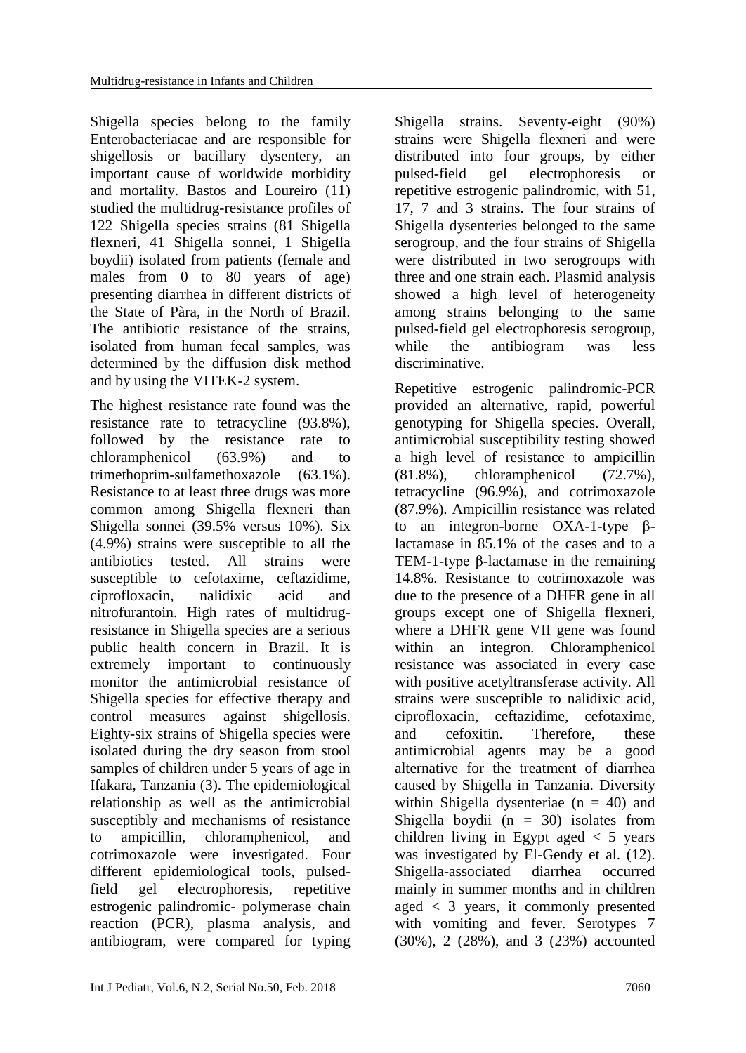Shigella species belong to the family Enterobacteriacae and are responsible for shigellosis or bacillary dysentery, an important cause of worldwide morbidity and mortality. Bastos and Loureiro (11) studied the multidrug-resistance profiles of 122 Shigella species strains (81 Shigella flexneri, 41 Shigella sonnei, 1 Shigella boydii) isolated from patients (female and males from 0 to 80 years of age) presenting diarrhea in different districts of the State of Pàra, in the North of Brazil. The antibiotic resistance of the strains, isolated from human fecal samples, was determined by the diffusion disk method and by using the VITEK-2 system.

The highest resistance rate found was the resistance rate to tetracycline (93.8%), followed by the resistance rate to chloramphenicol (63.9%) and to trimethoprim-sulfamethoxazole (63.1%). Resistance to at least three drugs was more common among Shigella flexneri than Shigella sonnei (39.5% versus 10%). Six (4.9%) strains were susceptible to all the antibiotics tested. All strains were susceptible to cefotaxime, ceftazidime, ciprofloxacin, nalidixic acid and nitrofurantoin. High rates of multidrug-resistance in Shigella species are a serious public health concern in Brazil. It is extremely important to continuously monitor the antimicrobial resistance of Shigella species for effective therapy and control measures against shigellosis. Eighty-six strains of Shigella species were isolated during the dry season from stool samples of children under 5 years of age in Ifakara, Tanzania (3). The epidemiological relationship as well as the antimicrobial susceptibly and mechanisms of resistance to ampicillin, chloramphenicol, and cotrimoxazole were investigated. Four different epidemiological tools, pulsed-field gel electrophoresis, repetitive estrogenic palindromic- polymerase chain reaction (PCR), plasma analysis, and antibiogram, were compared for typing Shigella strains. Seventy-eight (90%) strains were Shigella flexneri and were distributed into four groups, by either pulsed-field gel electrophoresis or repetitive estrogenic palindromic, with 51, 17, 7 and 3 strains. The four strains of Shigella dysenteries belonged to the same serogroup, and the four strains of Shigella were distributed in two serogroups with three and one strain each. Plasmid analysis showed a high level of heterogeneity among strains belonging to the same pulsed-field gel electrophoresis serogroup, while the antibiogram was less discriminative.

Repetitive estrogenic palindromic-PCR provided an alternative, rapid, powerful genotyping for Shigella species. Overall, antimicrobial susceptibility testing showed a high level of resistance to ampicillin (81.8%), chloramphenicol (72.7%), tetracycline (96.9%), and cotrimoxazole (87.9%). Ampicillin resistance was related to an integron-borne OXA-1-type β-lactamase in 85.1% of the cases and to a TEM-1-type β-lactamase in the remaining 14.8%. Resistance to cotrimoxazole was due to the presence of a DHFR gene in all groups except one of Shigella flexneri, where a DHFR gene VII gene was found within an integron. Chloramphenicol resistance was associated in every case with positive acetyltransferase activity. All strains were susceptible to nalidixic acid, ciprofloxacin, ceftazidime, cefotaxime, and cefoxitin. Therefore, these antimicrobial agents may be a good alternative for the treatment of diarrhea caused by Shigella in Tanzania. Diversity within Shigella dysenteriae (n = 40) and Shigella boydii (n = 30) isolates from children living in Egypt aged < 5 years was investigated by El-Gendy et al. (12). Shigella-associated diarrhea occurred mainly in summer months and in children aged < 3 years, it commonly presented with vomiting and fever. Serotypes 7 (30%), 2 (28%), and 3 (23%) accounted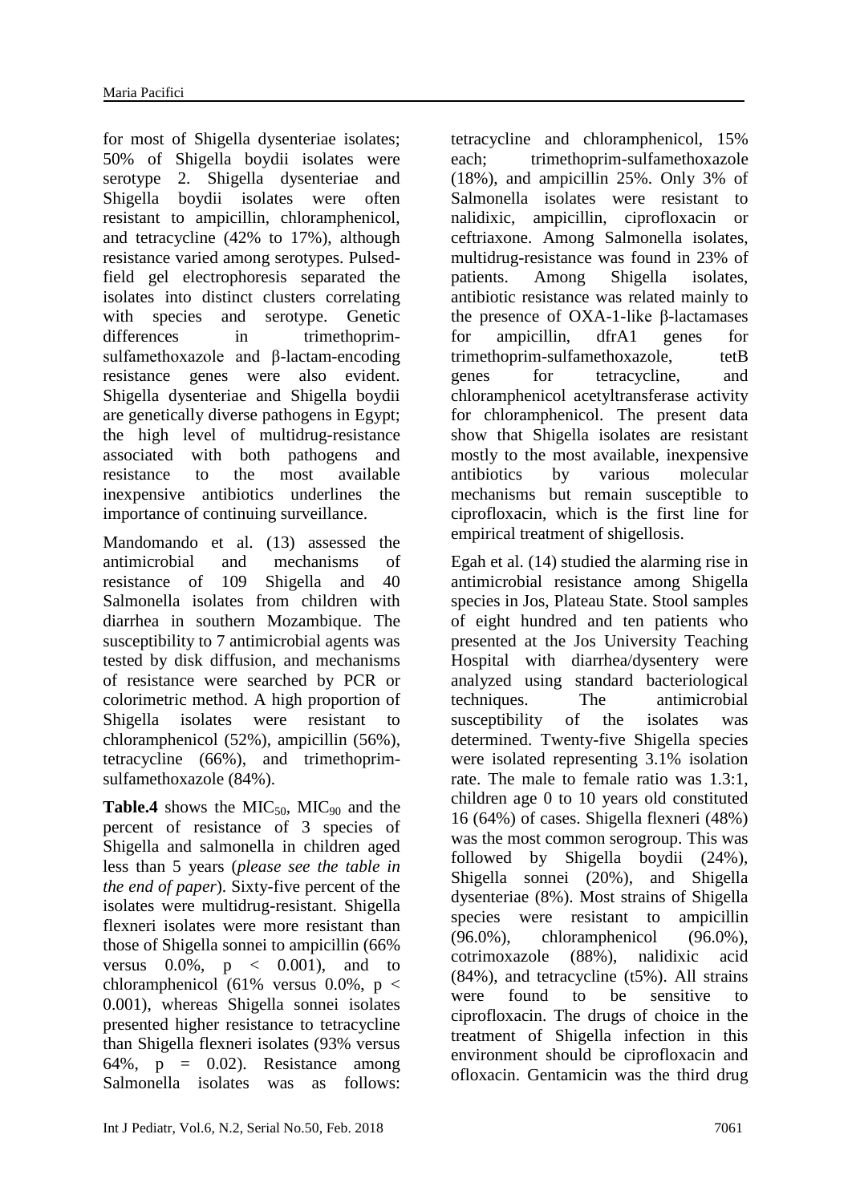for most of Shigella dysenteriae isolates; 50% of Shigella boydii isolates were serotype 2. Shigella dysenteriae and Shigella boydii isolates were often resistant to ampicillin, chloramphenicol, and tetracycline (42% to 17%), although resistance varied among serotypes. Pulsed-field gel electrophoresis separated the isolates into distinct clusters correlating with species and serotype. Genetic differences in trimethoprim-sulfamethoxazole and β-lactam-encoding resistance genes were also evident. Shigella dysenteriae and Shigella boydii are genetically diverse pathogens in Egypt; the high level of multidrug-resistance associated with both pathogens and resistance to the most available inexpensive antibiotics underlines the importance of continuing surveillance.

Mandomando et al. (13) assessed the antimicrobial and mechanisms of resistance of 109 Shigella and 40 Salmonella isolates from children with diarrhea in southern Mozambique. The susceptibility to 7 antimicrobial agents was tested by disk diffusion, and mechanisms of resistance were searched by PCR or colorimetric method. A high proportion of Shigella isolates were resistant to chloramphenicol (52%), ampicillin (56%), tetracycline (66%), and trimethoprim-sulfamethoxazole (84%).

**Table.4** shows the $MIC_{50}$, $MIC_{90}$ and the percent of resistance of 3 species of Shigella and salmonella in children aged less than 5 years (*please see the table in the end of paper*). Sixty-five percent of the isolates were multidrug-resistant. Shigella flexneri isolates were more resistant than those of Shigella sonnei to ampicillin (66% versus 0.0%, $p < 0.001$), and to chloramphenicol (61% versus 0.0%, $p < 0.001$), whereas Shigella sonnei isolates presented higher resistance to tetracycline than Shigella flexneri isolates (93% versus 64%, $p = 0.02$). Resistance among Salmonella isolates was as follows: tetracycline and chloramphenicol, 15% each; trimethoprim-sulfamethoxazole (18%), and ampicillin 25%. Only 3% of Salmonella isolates were resistant to nalidixic, ampicillin, ciprofloxacin or ceftriaxone. Among Salmonella isolates, multidrug-resistance was found in 23% of patients. Among Shigella isolates, antibiotic resistance was related mainly to the presence of OXA-1-like β-lactamases for ampicillin, dfrA1 genes for trimethoprim-sulfamethoxazole, tetB genes for tetracycline, and chloramphenicol acetyltransferase activity for chloramphenicol. The present data show that Shigella isolates are resistant mostly to the most available, inexpensive antibiotics by various molecular mechanisms but remain susceptible to ciprofloxacin, which is the first line for empirical treatment of shigellosis.

Egah et al. (14) studied the alarming rise in antimicrobial resistance among Shigella species in Jos, Plateau State. Stool samples of eight hundred and ten patients who presented at the Jos University Teaching Hospital with diarrhea/dysentery were analyzed using standard bacteriological techniques. The antimicrobial susceptibility of the isolates was determined. Twenty-five Shigella species were isolated representing 3.1% isolation rate. The male to female ratio was 1.3:1, children age 0 to 10 years old constituted 16 (64%) of cases. Shigella flexneri (48%) was the most common serogroup. This was followed by Shigella boydii (24%), Shigella sonnei (20%), and Shigella dysenteriae (8%). Most strains of Shigella species were resistant to ampicillin (96.0%), chloramphenicol (96.0%), cotrimoxazole (88%), nalidixic acid (84%), and tetracycline (t5%). All strains were found to be sensitive to ciprofloxacin. The drugs of choice in the treatment of Shigella infection in this environment should be ciprofloxacin and ofloxacin. Gentamicin was the third drug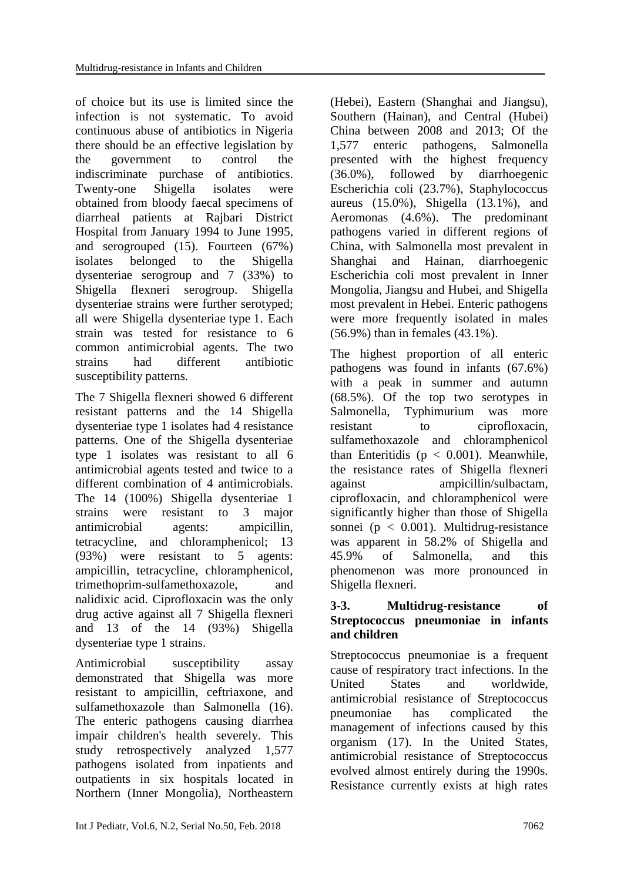of choice but its use is limited since the infection is not systematic. To avoid continuous abuse of antibiotics in Nigeria there should be an effective legislation by the government to control the indiscriminate purchase of antibiotics. Twenty-one Shigella isolates were obtained from bloody faecal specimens of diarrheal patients at Rajbari District Hospital from January 1994 to June 1995, and serogrouped (15). Fourteen (67%) isolates belonged to the Shigella dysenteriae serogroup and 7 (33%) to Shigella flexneri serogroup. Shigella dysenteriae strains were further serotyped; all were Shigella dysenteriae type 1. Each strain was tested for resistance to 6 common antimicrobial agents. The two strains had different antibiotic susceptibility patterns.

The 7 Shigella flexneri showed 6 different resistant patterns and the 14 Shigella dysenteriae type 1 isolates had 4 resistance patterns. One of the Shigella dysenteriae type 1 isolates was resistant to all 6 antimicrobial agents tested and twice to a different combination of 4 antimicrobials. The 14 (100%) Shigella dysenteriae 1 strains were resistant to 3 major antimicrobial agents: ampicillin, tetracycline, and chloramphenicol; 13 (93%) were resistant to 5 agents: ampicillin, tetracycline, chloramphenicol, trimethoprim-sulfamethoxazole, and nalidixic acid. Ciprofloxacin was the only drug active against all 7 Shigella flexneri and 13 of the 14 (93%) Shigella dysenteriae type 1 strains.

Antimicrobial susceptibility assay demonstrated that Shigella was more resistant to ampicillin, ceftriaxone, and sulfamethoxazole than Salmonella (16). The enteric pathogens causing diarrhea impair children's health severely. This study retrospectively analyzed 1,577 pathogens isolated from inpatients and outpatients in six hospitals located in Northern (Inner Mongolia), Northeastern (Hebei), Eastern (Shanghai and Jiangsu), Southern (Hainan), and Central (Hubei) China between 2008 and 2013; Of the 1,577 enteric pathogens, Salmonella presented with the highest frequency (36.0%), followed by diarrhoegenic Escherichia coli (23.7%), Staphylococcus aureus (15.0%), Shigella (13.1%), and Aeromonas (4.6%). The predominant pathogens varied in different regions of China, with Salmonella most prevalent in Shanghai and Hainan, diarrhoegenic Escherichia coli most prevalent in Inner Mongolia, Jiangsu and Hubei, and Shigella most prevalent in Hebei. Enteric pathogens were more frequently isolated in males (56.9%) than in females (43.1%).

The highest proportion of all enteric pathogens was found in infants (67.6%) with a peak in summer and autumn (68.5%). Of the top two serotypes in Salmonella, Typhimurium was more resistant to ciprofloxacin, sulfamethoxazole and chloramphenicol than Enteritidis ($p < 0.001$). Meanwhile, the resistance rates of Shigella flexneri against ampicillin/sulbactam, ciprofloxacin, and chloramphenicol were significantly higher than those of Shigella sonnei ($p < 0.001$). Multidrug-resistance was apparent in 58.2% of Shigella and 45.9% of Salmonella, and this phenomenon was more pronounced in Shigella flexneri.

### 3-3. Multidrug-resistance of Streptococcus pneumoniae in infants and children

Streptococcus pneumoniae is a frequent cause of respiratory tract infections. In the United States and worldwide, antimicrobial resistance of Streptococcus pneumoniae has complicated the management of infections caused by this organism (17). In the United States, antimicrobial resistance of Streptococcus evolved almost entirely during the 1990s. Resistance currently exists at high rates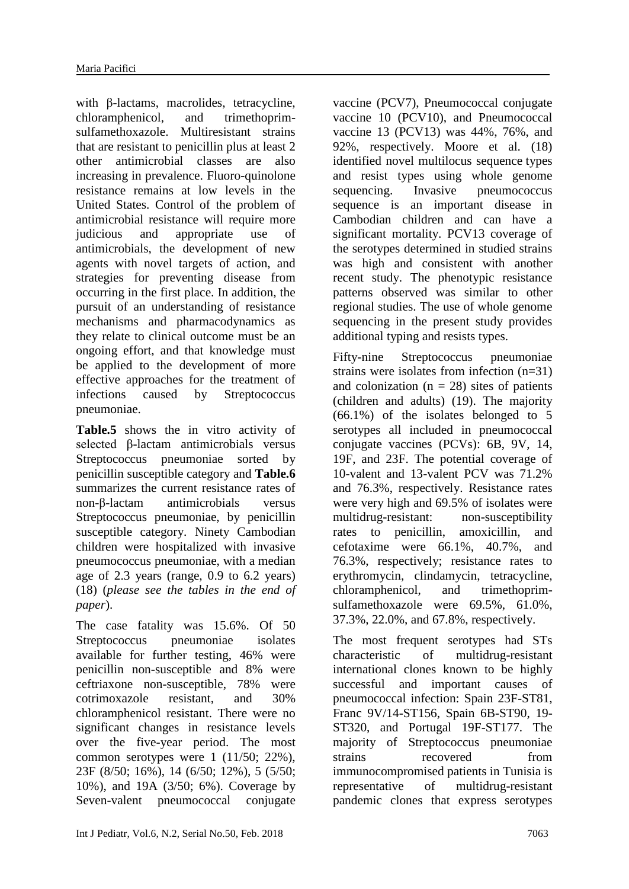with β-lactams, macrolides, tetracycline, chloramphenicol, and trimethoprim-sulfamethoxazole. Multiresistant strains that are resistant to penicillin plus at least 2 other antimicrobial classes are also increasing in prevalence. Fluoro-quinolone resistance remains at low levels in the United States. Control of the problem of antimicrobial resistance will require more judicious and appropriate use of antimicrobials, the development of new agents with novel targets of action, and strategies for preventing disease from occurring in the first place. In addition, the pursuit of an understanding of resistance mechanisms and pharmacodynamics as they relate to clinical outcome must be an ongoing effort, and that knowledge must be applied to the development of more effective approaches for the treatment of infections caused by Streptococcus pneumoniae.

**Table.5** shows the in vitro activity of selected β-lactam antimicrobials versus Streptococcus pneumoniae sorted by penicillin susceptible category and **Table.6** summarizes the current resistance rates of non-β-lactam antimicrobials versus Streptococcus pneumoniae, by penicillin susceptible category. Ninety Cambodian children were hospitalized with invasive pneumococcus pneumoniae, with a median age of 2.3 years (range, 0.9 to 6.2 years) (18) (*please see the tables in the end of paper*).

The case fatality was 15.6%. Of 50 Streptococcus pneumoniae isolates available for further testing, 46% were penicillin non-susceptible and 8% were ceftriaxone non-susceptible, 78% were cotrimoxazole resistant, and 30% chloramphenicol resistant. There were no significant changes in resistance levels over the five-year period. The most common serotypes were 1 (11/50; 22%), 23F (8/50; 16%), 14 (6/50; 12%), 5 (5/50; 10%), and 19A (3/50; 6%). Coverage by Seven-valent pneumococcal conjugate vaccine (PCV7), Pneumococcal conjugate vaccine 10 (PCV10), and Pneumococcal vaccine 13 (PCV13) was 44%, 76%, and 92%, respectively. Moore et al. (18) identified novel multilocus sequence types and resist types using whole genome sequencing. Invasive pneumococcus sequence is an important disease in Cambodian children and can have a significant mortality. PCV13 coverage of the serotypes determined in studied strains was high and consistent with another recent study. The phenotypic resistance patterns observed was similar to other regional studies. The use of whole genome sequencing in the present study provides additional typing and resists types.

Fifty-nine Streptococcus pneumoniae strains were isolates from infection (n=31) and colonization (n = 28) sites of patients (children and adults) (19). The majority (66.1%) of the isolates belonged to 5 serotypes all included in pneumococcal conjugate vaccines (PCVs): 6B, 9V, 14, 19F, and 23F. The potential coverage of 10-valent and 13-valent PCV was 71.2% and 76.3%, respectively. Resistance rates were very high and 69.5% of isolates were multidrug-resistant: non-susceptibility rates to penicillin, amoxicillin, and cefotaxime were 66.1%, 40.7%, and 76.3%, respectively; resistance rates to erythromycin, clindamycin, tetracycline, chloramphenicol, and trimethoprim-sulfamethoxazole were 69.5%, 61.0%, 37.3%, 22.0%, and 67.8%, respectively.

The most frequent serotypes had STs characteristic of multidrug-resistant international clones known to be highly successful and important causes of pneumococcal infection: Spain 23F-ST81, Franc 9V/14-ST156, Spain 6B-ST90, 19-ST320, and Portugal 19F-ST177. The majority of Streptococcus pneumoniae strains recovered from immunocompromised patients in Tunisia is representative of multidrug-resistant pandemic clones that express serotypes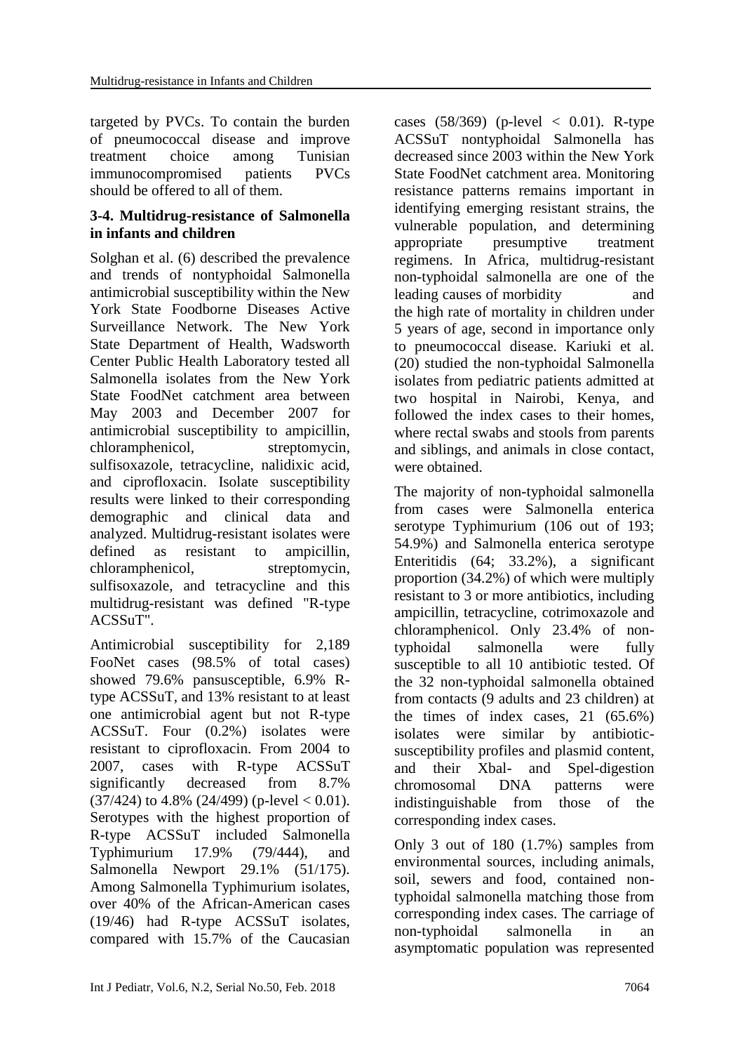targeted by PVCs. To contain the burden of pneumococcal disease and improve treatment choice among Tunisian immunocompromised patients PVCs should be offered to all of them.

### 3-4. Multidrug-resistance of Salmonella in infants and children

Solghan et al. (6) described the prevalence and trends of nontyphoidal Salmonella antimicrobial susceptibility within the New York State Foodborne Diseases Active Surveillance Network. The New York State Department of Health, Wadsworth Center Public Health Laboratory tested all Salmonella isolates from the New York State FoodNet catchment area between May 2003 and December 2007 for antimicrobial susceptibility to ampicillin, chloramphenicol, streptomycin, sulfisoxazole, tetracycline, nalidixic acid, and ciprofloxacin. Isolate susceptibility results were linked to their corresponding demographic and clinical data and analyzed. Multidrug-resistant isolates were defined as resistant to ampicillin, chloramphenicol, streptomycin, sulfisoxazole, and tetracycline and this multidrug-resistant was defined "R-type ACSSuT".

Antimicrobial susceptibility for 2,189 FooNet cases (98.5% of total cases) showed 79.6% pansusceptible, 6.9% R-type ACSSuT, and 13% resistant to at least one antimicrobial agent but not R-type ACSSuT. Four (0.2%) isolates were resistant to ciprofloxacin. From 2004 to 2007, cases with R-type ACSSuT significantly decreased from 8.7% (37/424) to 4.8% (24/499) (p-level $< 0.01$). Serotypes with the highest proportion of R-type ACSSuT included Salmonella Typhimurium 17.9% (79/444), and Salmonella Newport 29.1% (51/175). Among Salmonella Typhimurium isolates, over 40% of the African-American cases (19/46) had R-type ACSSuT isolates, compared with 15.7% of the Caucasian cases (58/369) (p-level $< 0.01$). R-type ACSSuT nontyphoidal Salmonella has decreased since 2003 within the New York State FoodNet catchment area. Monitoring resistance patterns remains important in identifying emerging resistant strains, the vulnerable population, and determining appropriate presumptive treatment regimens. In Africa, multidrug-resistant non-typhoidal salmonella are one of the leading causes of morbidity and the high rate of mortality in children under 5 years of age, second in importance only to pneumococcal disease. Kariuki et al. (20) studied the non-typhoidal Salmonella isolates from pediatric patients admitted at two hospital in Nairobi, Kenya, and followed the index cases to their homes, where rectal swabs and stools from parents and siblings, and animals in close contact, were obtained.

The majority of non-typhoidal salmonella from cases were Salmonella enterica serotype Typhimurium (106 out of 193; 54.9%) and Salmonella enterica serotype Enteritidis (64; 33.2%), a significant proportion (34.2%) of which were multiply resistant to 3 or more antibiotics, including ampicillin, tetracycline, cotrimoxazole and chloramphenicol. Only 23.4% of non-typhoidal salmonella were fully susceptible to all 10 antibiotic tested. Of the 32 non-typhoidal salmonella obtained from contacts (9 adults and 23 children) at the times of index cases, 21 (65.6%) isolates were similar by antibiotic-susceptibility profiles and plasmid content, and their Xbal- and Spel-digestion chromosomal DNA patterns were indistinguishable from those of the corresponding index cases.

Only 3 out of 180 (1.7%) samples from environmental sources, including animals, soil, sewers and food, contained non-typhoidal salmonella matching those from corresponding index cases. The carriage of non-typhoidal salmonella in an asymptomatic population was represented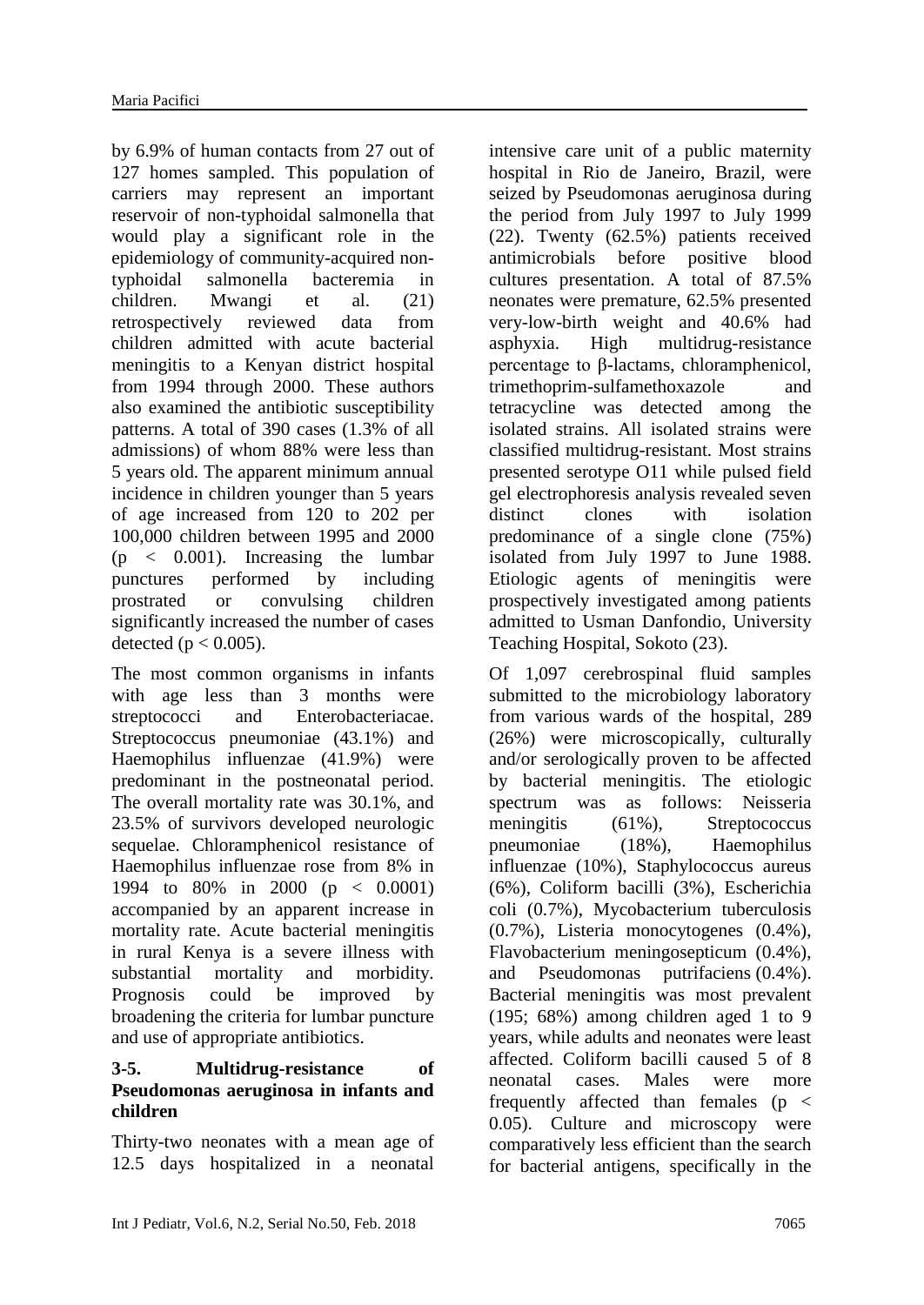by 6.9% of human contacts from 27 out of 127 homes sampled. This population of carriers may represent an important reservoir of non-typhoidal salmonella that would play a significant role in the epidemiology of community-acquired non-typhoidal salmonella bacteremia in children. Mwangi et al. (21) retrospectively reviewed data from children admitted with acute bacterial meningitis to a Kenyan district hospital from 1994 through 2000. These authors also examined the antibiotic susceptibility patterns. A total of 390 cases (1.3% of all admissions) of whom 88% were less than 5 years old. The apparent minimum annual incidence in children younger than 5 years of age increased from 120 to 202 per 100,000 children between 1995 and 2000 ($p < 0.001$). Increasing the lumbar punctures performed by including prostrated or convulsing children significantly increased the number of cases detected ($p < 0.005$).

The most common organisms in infants with age less than 3 months were streptococci and Enterobacteriacae. Streptococcus pneumoniae (43.1%) and Haemophilus influenzae (41.9%) were predominant in the postneonatal period. The overall mortality rate was 30.1%, and 23.5% of survivors developed neurologic sequelae. Chloramphenicol resistance of Haemophilus influenzae rose from 8% in 1994 to 80% in 2000 ($p < 0.0001$) accompanied by an apparent increase in mortality rate. Acute bacterial meningitis in rural Kenya is a severe illness with substantial mortality and morbidity. Prognosis could be improved by broadening the criteria for lumbar puncture and use of appropriate antibiotics.

### 3-5. Multidrug-resistance of Pseudomonas aeruginosa in infants and children

Thirty-two neonates with a mean age of 12.5 days hospitalized in a neonatal intensive care unit of a public maternity hospital in Rio de Janeiro, Brazil, were seized by Pseudomonas aeruginosa during the period from July 1997 to July 1999 (22). Twenty (62.5%) patients received antimicrobials before positive blood cultures presentation. A total of 87.5% neonates were premature, 62.5% presented very-low-birth weight and 40.6% had asphyxia. High multidrug-resistance percentage to β-lactams, chloramphenicol, trimethoprim-sulfamethoxazole and tetracycline was detected among the isolated strains. All isolated strains were classified multidrug-resistant. Most strains presented serotype O11 while pulsed field gel electrophoresis analysis revealed seven distinct clones with isolation predominance of a single clone (75%) isolated from July 1997 to June 1988. Etiologic agents of meningitis were prospectively investigated among patients admitted to Usman Danfondio, University Teaching Hospital, Sokoto (23).

Of 1,097 cerebrospinal fluid samples submitted to the microbiology laboratory from various wards of the hospital, 289 (26%) were microscopically, culturally and/or serologically proven to be affected by bacterial meningitis. The etiologic spectrum was as follows: Neisseria meningitis (61%), Streptococcus pneumoniae (18%), Haemophilus influenzae (10%), Staphylococcus aureus (6%), Coliform bacilli (3%), Escherichia coli (0.7%), Mycobacterium tuberculosis (0.7%), Listeria monocytogenes (0.4%), Flavobacterium meningosepticum (0.4%), and Pseudomonas putrifaciens (0.4%). Bacterial meningitis was most prevalent (195; 68%) among children aged 1 to 9 years, while adults and neonates were least affected. Coliform bacilli caused 5 of 8 neonatal cases. Males were more frequently affected than females ($p < 0.05$). Culture and microscopy were comparatively less efficient than the search for bacterial antigens, specifically in the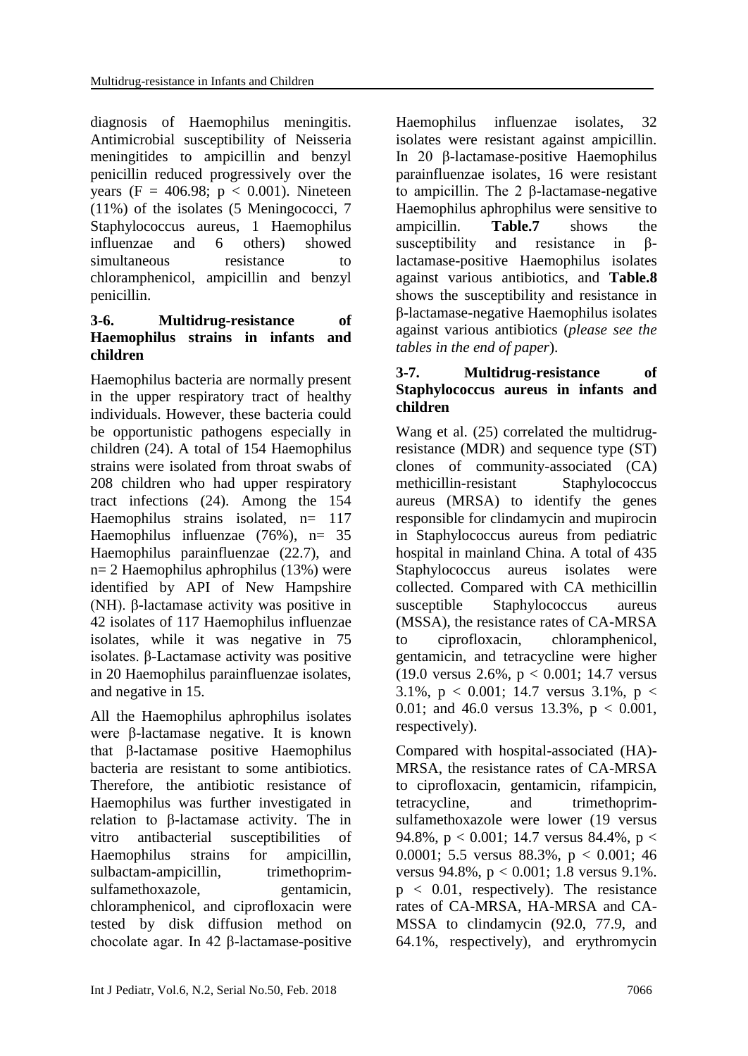diagnosis of Haemophilus meningitis. Antimicrobial susceptibility of Neisseria meningitides to ampicillin and benzyl penicillin reduced progressively over the years ($F = 406.98$; $p < 0.001$). Nineteen (11%) of the isolates (5 Meningococci, 7 Staphylococcus aureus, 1 Haemophilus influenzae and 6 others) showed simultaneous resistance to chloramphenicol, ampicillin and benzyl penicillin.

### 3-6. Multidrug-resistance of Haemophilus strains in infants and children

Haemophilus bacteria are normally present in the upper respiratory tract of healthy individuals. However, these bacteria could be opportunistic pathogens especially in children (24). A total of 154 Haemophilus strains were isolated from throat swabs of 208 children who had upper respiratory tract infections (24). Among the 154 Haemophilus strains isolated, n= 117 Haemophilus influenzae (76%), n= 35 Haemophilus parainfluenzae (22.7), and n= 2 Haemophilus aphrophilus (13%) were identified by API of New Hampshire (NH). β-lactamase activity was positive in 42 isolates of 117 Haemophilus influenzae isolates, while it was negative in 75 isolates. β-Lactamase activity was positive in 20 Haemophilus parainfluenzae isolates, and negative in 15.

All the Haemophilus aphrophilus isolates were β-lactamase negative. It is known that β-lactamase positive Haemophilus bacteria are resistant to some antibiotics. Therefore, the antibiotic resistance of Haemophilus was further investigated in relation to β-lactamase activity. The in vitro antibacterial susceptibilities of Haemophilus strains for ampicillin, sulbactam-ampicillin, trimethoprim-sulfamethoxazole, gentamicin, chloramphenicol, and ciprofloxacin were tested by disk diffusion method on chocolate agar. In 42 β-lactamase-positive Haemophilus influenzae isolates, 32 isolates were resistant against ampicillin. In 20 β-lactamase-positive Haemophilus parainfluenzae isolates, 16 were resistant to ampicillin. The 2 β-lactamase-negative Haemophilus aphrophilus were sensitive to ampicillin. **Table.7** shows the susceptibility and resistance in β-lactamase-positive Haemophilus isolates against various antibiotics, and **Table.8** shows the susceptibility and resistance in β-lactamase-negative Haemophilus isolates against various antibiotics (*please see the tables in the end of paper*).

### 3-7. Multidrug-resistance of Staphylococcus aureus in infants and children

Wang et al. (25) correlated the multidrug-resistance (MDR) and sequence type (ST) clones of community-associated (CA) methicillin-resistant Staphylococcus aureus (MRSA) to identify the genes responsible for clindamycin and mupirocin in Staphylococcus aureus from pediatric hospital in mainland China. A total of 435 Staphylococcus aureus isolates were collected. Compared with CA methicillin susceptible Staphylococcus aureus (MSSA), the resistance rates of CA-MRSA to ciprofloxacin, chloramphenicol, gentamicin, and tetracycline were higher (19.0 versus 2.6%, $p < 0.001$; 14.7 versus 3.1%, $p < 0.001$; 14.7 versus 3.1%, $p < 0.01$; and 46.0 versus 13.3%, $p < 0.001$, respectively).

Compared with hospital-associated (HA)-MRSA, the resistance rates of CA-MRSA to ciprofloxacin, gentamicin, rifampicin, tetracycline, and trimethoprim-sulfamethoxazole were lower (19 versus 94.8%, $p < 0.001$; 14.7 versus 84.4%, $p < 0.0001$; 5.5 versus 88.3%, $p < 0.001$; 46 versus 94.8%, $p < 0.001$; 1.8 versus 9.1%. $p < 0.01$, respectively). The resistance rates of CA-MRSA, HA-MRSA and CA-MSSA to clindamycin (92.0, 77.9, and 64.1%, respectively), and erythromycin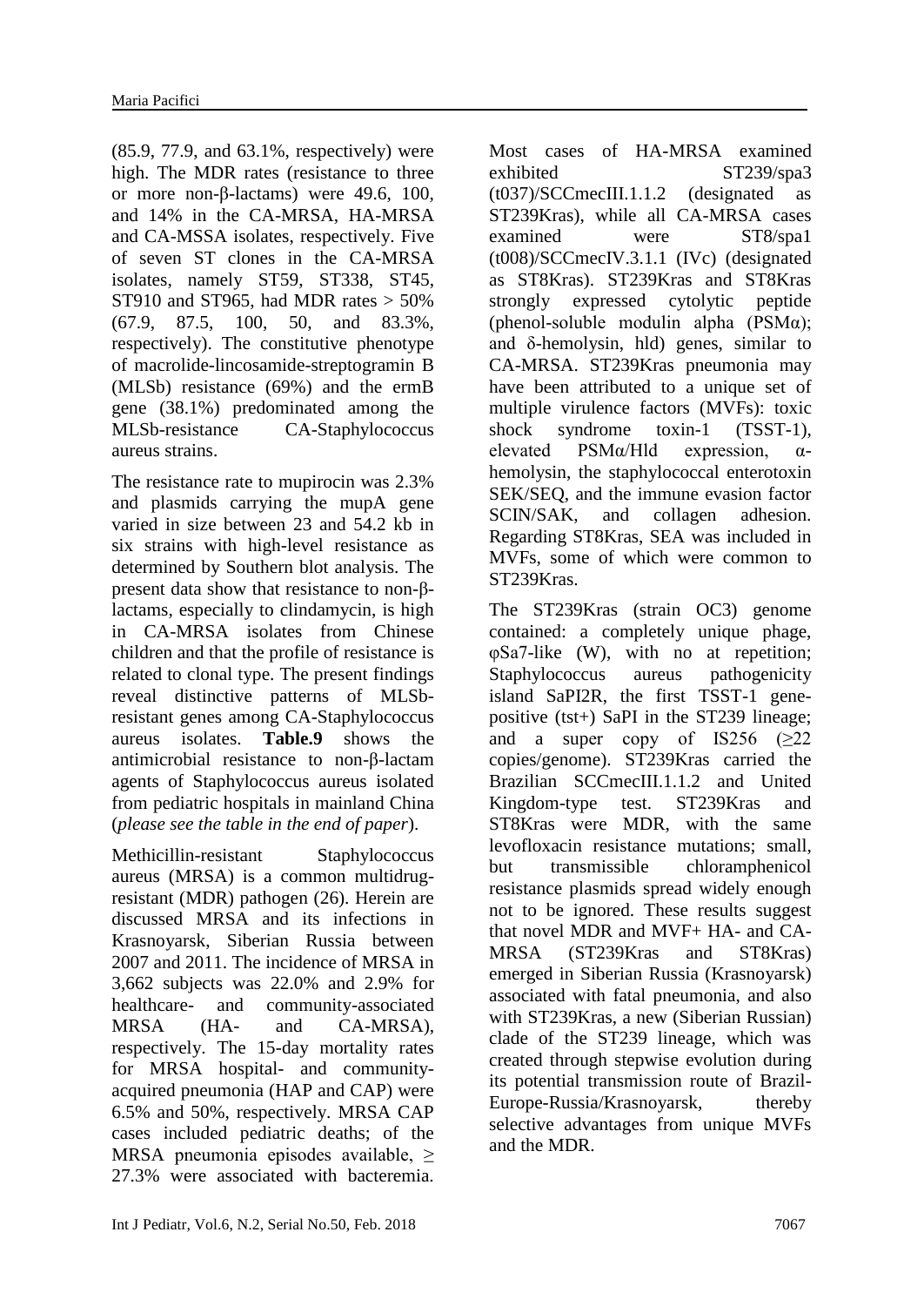(85.9, 77.9, and 63.1%, respectively) were high. The MDR rates (resistance to three or more non-β-lactams) were 49.6, 100, and 14% in the CA-MRSA, HA-MRSA and CA-MSSA isolates, respectively. Five of seven ST clones in the CA-MRSA isolates, namely ST59, ST338, ST45, ST910 and ST965, had MDR rates > 50% (67.9, 87.5, 100, 50, and 83.3%, respectively). The constitutive phenotype of macrolide-lincosamide-streptogramin B (MLSb) resistance (69%) and the ermB gene (38.1%) predominated among the MLSb-resistance CA-Staphylococcus aureus strains.

The resistance rate to mupirocin was 2.3% and plasmids carrying the mupA gene varied in size between 23 and 54.2 kb in six strains with high-level resistance as determined by Southern blot analysis. The present data show that resistance to non-β-lactams, especially to clindamycin, is high in CA-MRSA isolates from Chinese children and that the profile of resistance is related to clonal type. The present findings reveal distinctive patterns of MLSb-resistant genes among CA-Staphylococcus aureus isolates. **Table.9** shows the antimicrobial resistance to non-β-lactam agents of Staphylococcus aureus isolated from pediatric hospitals in mainland China (*please see the table in the end of paper*).

Methicillin-resistant Staphylococcus aureus (MRSA) is a common multidrug-resistant (MDR) pathogen (26). Herein are discussed MRSA and its infections in Krasnoyarsk, Siberian Russia between 2007 and 2011. The incidence of MRSA in 3,662 subjects was 22.0% and 2.9% for healthcare- and community-associated MRSA (HA- and CA-MRSA), respectively. The 15-day mortality rates for MRSA hospital- and community-acquired pneumonia (HAP and CAP) were 6.5% and 50%, respectively. MRSA CAP cases included pediatric deaths; of the MRSA pneumonia episodes available, ≥ 27.3% were associated with bacteremia. Most cases of HA-MRSA examined exhibited ST239/spa3 (t037)/SCCmecIII.1.1.2 (designated as ST239Kras), while all CA-MRSA cases examined were ST8/spa1 (t008)/SCCmecIV.3.1.1 (IVc) (designated as ST8Kras). ST239Kras and ST8Kras strongly expressed cytolytic peptide (phenol-soluble modulin alpha (PSMα); and δ-hemolysin, hld) genes, similar to CA-MRSA. ST239Kras pneumonia may have been attributed to a unique set of multiple virulence factors (MVFs): toxic shock syndrome toxin-1 (TSST-1), elevated PSMα/Hld expression, α-hemolysin, the staphylococcal enterotoxin SEK/SEQ, and the immune evasion factor SCIN/SAK, and collagen adhesion. Regarding ST8Kras, SEA was included in MVFs, some of which were common to ST239Kras.

The ST239Kras (strain OC3) genome contained: a completely unique phage, φSa7-like (W), with no at repetition; Staphylococcus aureus pathogenicity island SaPI2R, the first TSST-1 gene-positive (tst+) SaPI in the ST239 lineage; and a super copy of IS256 (≥22 copies/genome). ST239Kras carried the Brazilian SCCmecIII.1.1.2 and United Kingdom-type test. ST239Kras and ST8Kras were MDR, with the same levofloxacin resistance mutations; small, but transmissible chloramphenicol resistance plasmids spread widely enough not to be ignored. These results suggest that novel MDR and MVF+ HA- and CA-MRSA (ST239Kras and ST8Kras) emerged in Siberian Russia (Krasnoyarsk) associated with fatal pneumonia, and also with ST239Kras, a new (Siberian Russian) clade of the ST239 lineage, which was created through stepwise evolution during its potential transmission route of Brazil-Europe-Russia/Krasnoyarsk, thereby selective advantages from unique MVFs and the MDR.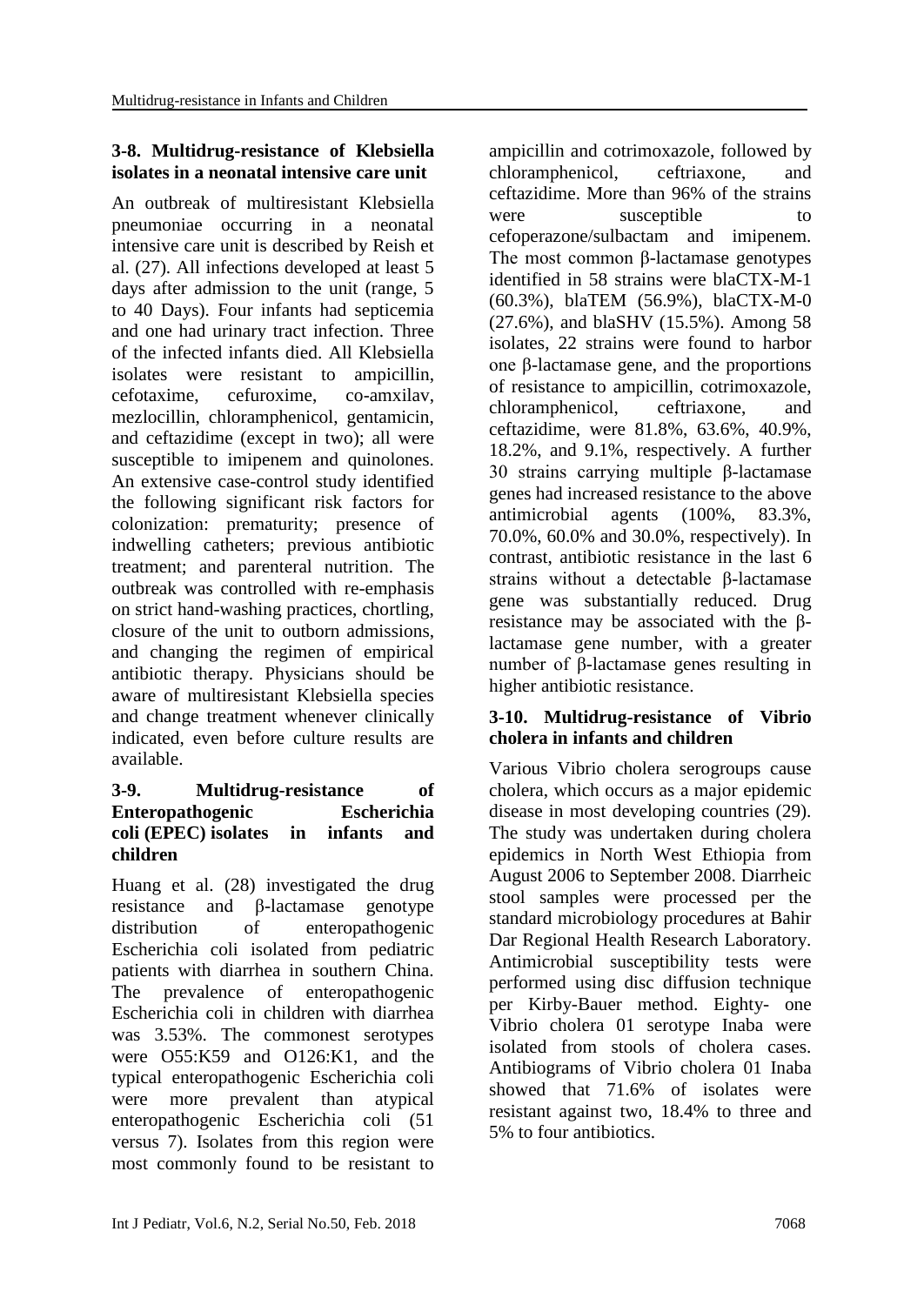### 3-8. Multidrug-resistance of Klebsiella isolates in a neonatal intensive care unit

An outbreak of multiresistant Klebsiella pneumoniae occurring in a neonatal intensive care unit is described by Reish et al. (27). All infections developed at least 5 days after admission to the unit (range, 5 to 40 Days). Four infants had septicemia and one had urinary tract infection. Three of the infected infants died. All Klebsiella isolates were resistant to ampicillin, cefotaxime, cefuroxime, co-amxilav, mezlocillin, chloramphenicol, gentamicin, and ceftazidime (except in two); all were susceptible to imipenem and quinolones. An extensive case-control study identified the following significant risk factors for colonization: prematurity; presence of indwelling catheters; previous antibiotic treatment; and parenteral nutrition. The outbreak was controlled with re-emphasis on strict hand-washing practices, chortling, closure of the unit to outborn admissions, and changing the regimen of empirical antibiotic therapy. Physicians should be aware of multiresistant Klebsiella species and change treatment whenever clinically indicated, even before culture results are available.

### 3-9. Multidrug-resistance of Enteropathogenic Escherichia coli (EPEC) isolates in infants and children

Huang et al. (28) investigated the drug resistance and β-lactamase genotype distribution of enteropathogenic Escherichia coli isolated from pediatric patients with diarrhea in southern China. The prevalence of enteropathogenic Escherichia coli in children with diarrhea was 3.53%. The commonest serotypes were O55:K59 and O126:K1, and the typical enteropathogenic Escherichia coli were more prevalent than atypical enteropathogenic Escherichia coli (51 versus 7). Isolates from this region were most commonly found to be resistant to ampicillin and cotrimoxazole, followed by chloramphenicol, ceftriaxone, and ceftazidime. More than 96% of the strains were susceptible to cefoperazone/sulbactam and imipenem. The most common β-lactamase genotypes identified in 58 strains were blaCTX-M-1 (60.3%), blaTEM (56.9%), blaCTX-M-0 (27.6%), and blaSHV (15.5%). Among 58 isolates, 22 strains were found to harbor one β-lactamase gene, and the proportions of resistance to ampicillin, cotrimoxazole, chloramphenicol, ceftriaxone, and ceftazidime, were 81.8%, 63.6%, 40.9%, 18.2%, and 9.1%, respectively. A further 30 strains carrying multiple β-lactamase genes had increased resistance to the above antimicrobial agents (100%, 83.3%, 70.0%, 60.0% and 30.0%, respectively). In contrast, antibiotic resistance in the last 6 strains without a detectable β-lactamase gene was substantially reduced. Drug resistance may be associated with the β-lactamase gene number, with a greater number of β-lactamase genes resulting in higher antibiotic resistance.

### 3-10. Multidrug-resistance of Vibrio cholera in infants and children

Various Vibrio cholera serogroups cause cholera, which occurs as a major epidemic disease in most developing countries (29). The study was undertaken during cholera epidemics in North West Ethiopia from August 2006 to September 2008. Diarrheic stool samples were processed per the standard microbiology procedures at Bahir Dar Regional Health Research Laboratory. Antimicrobial susceptibility tests were performed using disc diffusion technique per Kirby-Bauer method. Eighty- one Vibrio cholera 01 serotype Inaba were isolated from stools of cholera cases. Antibiograms of Vibrio cholera 01 Inaba showed that 71.6% of isolates were resistant against two, 18.4% to three and 5% to four antibiotics.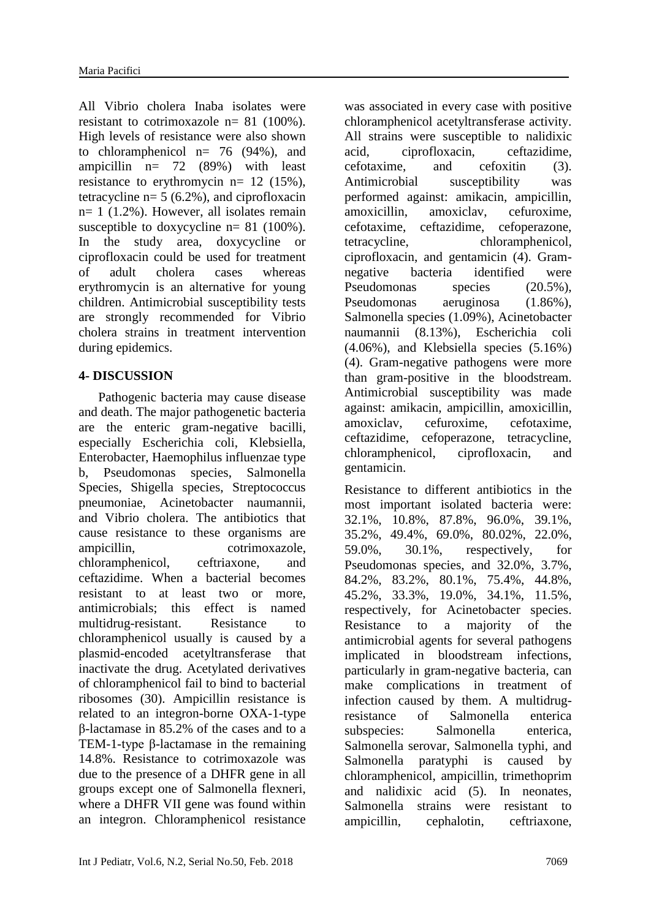All Vibrio cholera Inaba isolates were resistant to cotrimoxazole n= 81 (100%). High levels of resistance were also shown to chloramphenicol n= 76 (94%), and ampicillin n= 72 (89%) with least resistance to erythromycin n= 12 (15%), tetracycline n= 5 (6.2%), and ciprofloxacin n= 1 (1.2%). However, all isolates remain susceptible to doxycycline n= 81 (100%). In the study area, doxycycline or ciprofloxacin could be used for treatment of adult cholera cases whereas erythromycin is an alternative for young children. Antimicrobial susceptibility tests are strongly recommended for Vibrio cholera strains in treatment intervention during epidemics.

## 4- DISCUSSION

Pathogenic bacteria may cause disease and death. The major pathogenetic bacteria are the enteric gram-negative bacilli, especially Escherichia coli, Klebsiella, Enterobacter, Haemophilus influenzae type b, Pseudomonas species, Salmonella Species, Shigella species, Streptococcus pneumoniae, Acinetobacter naumannii, and Vibrio cholera. The antibiotics that cause resistance to these organisms are ampicillin, cotrimoxazole, chloramphenicol, ceftriaxone, and ceftazidime. When a bacterial becomes resistant to at least two or more, antimicrobials; this effect is named multidrug-resistant. Resistance to chloramphenicol usually is caused by a plasmid-encoded acetyltransferase that inactivate the drug. Acetylated derivatives of chloramphenicol fail to bind to bacterial ribosomes (30). Ampicillin resistance is related to an integron-borne OXA-1-type β-lactamase in 85.2% of the cases and to a TEM-1-type β-lactamase in the remaining 14.8%. Resistance to cotrimoxazole was due to the presence of a DHFR gene in all groups except one of Salmonella flexneri, where a DHFR VII gene was found within an integron. Chloramphenicol resistance was associated in every case with positive chloramphenicol acetyltransferase activity. All strains were susceptible to nalidixic acid, ciprofloxacin, ceftazidime, cefotaxime, and cefoxitin (3). Antimicrobial susceptibility was performed against: amikacin, ampicillin, amoxicillin, amoxiclav, cefuroxime, cefotaxime, ceftazidime, cefoperazone, tetracycline, chloramphenicol, ciprofloxacin, and gentamicin (4). Gram-negative bacteria identified were Pseudomonas species (20.5%), Pseudomonas aeruginosa (1.86%), Salmonella species (1.09%), Acinetobacter naumannii (8.13%), Escherichia coli (4.06%), and Klebsiella species (5.16%) (4). Gram-negative pathogens were more than gram-positive in the bloodstream. Antimicrobial susceptibility was made against: amikacin, ampicillin, amoxicillin, amoxiclav, cefuroxime, cefotaxime, ceftazidime, cefoperazone, tetracycline, chloramphenicol, ciprofloxacin, and gentamicin.

Resistance to different antibiotics in the most important isolated bacteria were: 32.1%, 10.8%, 87.8%, 96.0%, 39.1%, 35.2%, 49.4%, 69.0%, 80.02%, 22.0%, 59.0%, 30.1%, respectively, for Pseudomonas species, and 32.0%, 3.7%, 84.2%, 83.2%, 80.1%, 75.4%, 44.8%, 45.2%, 33.3%, 19.0%, 34.1%, 11.5%, respectively, for Acinetobacter species. Resistance to a majority of the antimicrobial agents for several pathogens implicated in bloodstream infections, particularly in gram-negative bacteria, can make complications in treatment of infection caused by them. A multidrug-resistance of Salmonella enterica subspecies: Salmonella enterica, Salmonella serovar, Salmonella typhi, and Salmonella paratyphi is caused by chloramphenicol, ampicillin, trimethoprim and nalidixic acid (5). In neonates, Salmonella strains were resistant to ampicillin, cephalotin, ceftriaxone,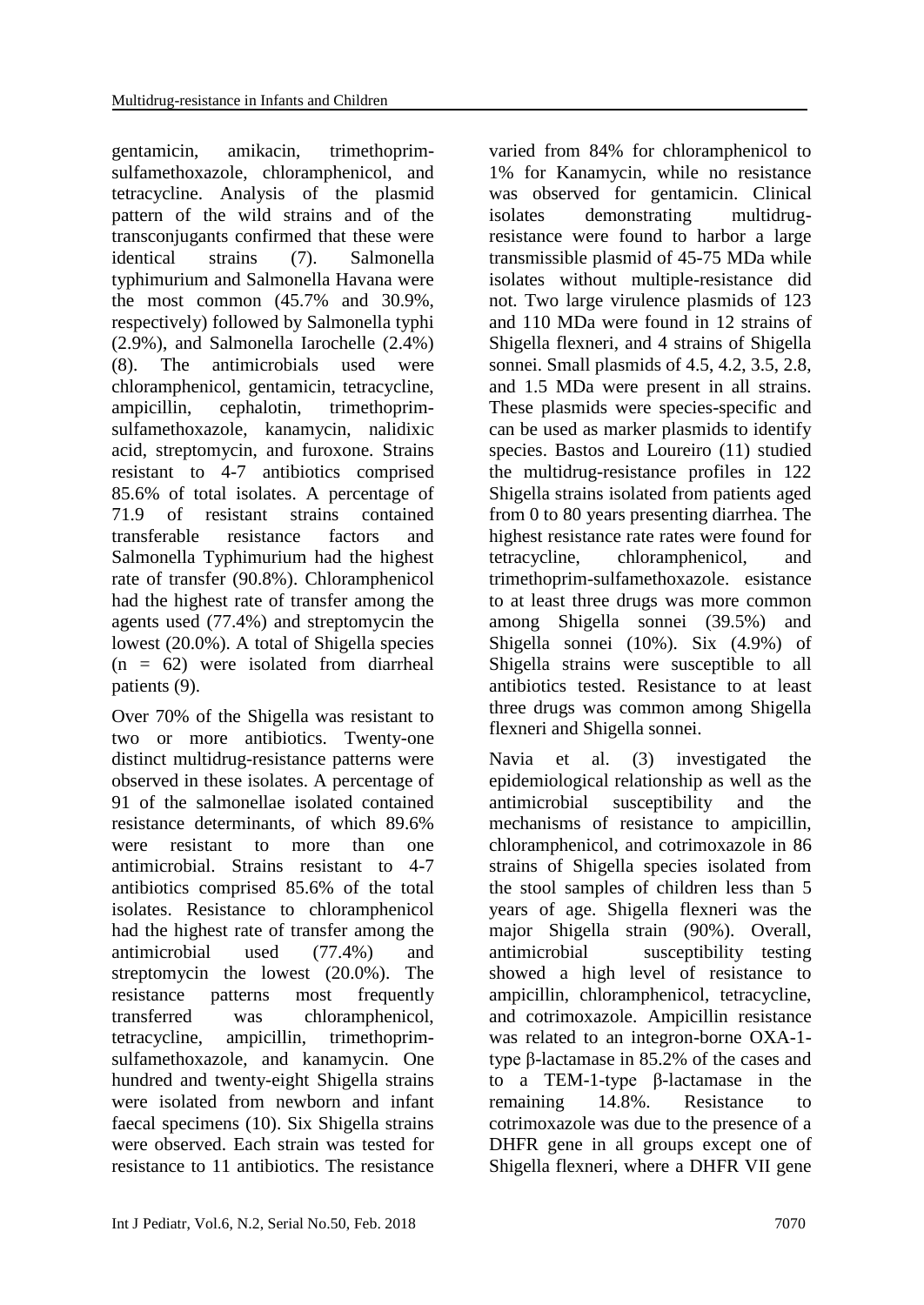gentamicin, amikacin, trimethoprim-sulfamethoxazole, chloramphenicol, and tetracycline. Analysis of the plasmid pattern of the wild strains and of the transconjugants confirmed that these were identical strains (7). Salmonella typhimurium and Salmonella Havana were the most common (45.7% and 30.9%, respectively) followed by Salmonella typhi (2.9%), and Salmonella Iarochelle (2.4%) (8). The antimicrobials used were chloramphenicol, gentamicin, tetracycline, ampicillin, cephalotin, trimethoprim-sulfamethoxazole, kanamycin, nalidixic acid, streptomycin, and furoxone. Strains resistant to 4-7 antibiotics comprised 85.6% of total isolates. A percentage of 71.9 of resistant strains contained transferable resistance factors and Salmonella Typhimurium had the highest rate of transfer (90.8%). Chloramphenicol had the highest rate of transfer among the agents used (77.4%) and streptomycin the lowest (20.0%). A total of Shigella species (n = 62) were isolated from diarrheal patients (9).

Over 70% of the Shigella was resistant to two or more antibiotics. Twenty-one distinct multidrug-resistance patterns were observed in these isolates. A percentage of 91 of the salmonellae isolated contained resistance determinants, of which 89.6% were resistant to more than one antimicrobial. Strains resistant to 4-7 antibiotics comprised 85.6% of the total isolates. Resistance to chloramphenicol had the highest rate of transfer among the antimicrobial used (77.4%) and streptomycin the lowest (20.0%). The resistance patterns most frequently transferred was chloramphenicol, tetracycline, ampicillin, trimethoprim-sulfamethoxazole, and kanamycin. One hundred and twenty-eight Shigella strains were isolated from newborn and infant faecal specimens (10). Six Shigella strains were observed. Each strain was tested for resistance to 11 antibiotics. The resistance varied from 84% for chloramphenicol to 1% for Kanamycin, while no resistance was observed for gentamicin. Clinical isolates demonstrating multidrug-resistance were found to harbor a large transmissible plasmid of 45-75 MDa while isolates without multiple-resistance did not. Two large virulence plasmids of 123 and 110 MDa were found in 12 strains of Shigella flexneri, and 4 strains of Shigella sonnei. Small plasmids of 4.5, 4.2, 3.5, 2.8, and 1.5 MDa were present in all strains. These plasmids were species-specific and can be used as marker plasmids to identify species. Bastos and Loureiro (11) studied the multidrug-resistance profiles in 122 Shigella strains isolated from patients aged from 0 to 80 years presenting diarrhea. The highest resistance rate rates were found for tetracycline, chloramphenicol, and trimethoprim-sulfamethoxazole. esistance to at least three drugs was more common among Shigella sonnei (39.5%) and Shigella sonnei (10%). Six (4.9%) of Shigella strains were susceptible to all antibiotics tested. Resistance to at least three drugs was common among Shigella flexneri and Shigella sonnei.

Navia et al. (3) investigated the epidemiological relationship as well as the antimicrobial susceptibility and the mechanisms of resistance to ampicillin, chloramphenicol, and cotrimoxazole in 86 strains of Shigella species isolated from the stool samples of children less than 5 years of age. Shigella flexneri was the major Shigella strain (90%). Overall, antimicrobial susceptibility testing showed a high level of resistance to ampicillin, chloramphenicol, tetracycline, and cotrimoxazole. Ampicillin resistance was related to an integron-borne OXA-1-type β-lactamase in 85.2% of the cases and to a TEM-1-type β-lactamase in the remaining 14.8%. Resistance to cotrimoxazole was due to the presence of a DHFR gene in all groups except one of Shigella flexneri, where a DHFR VII gene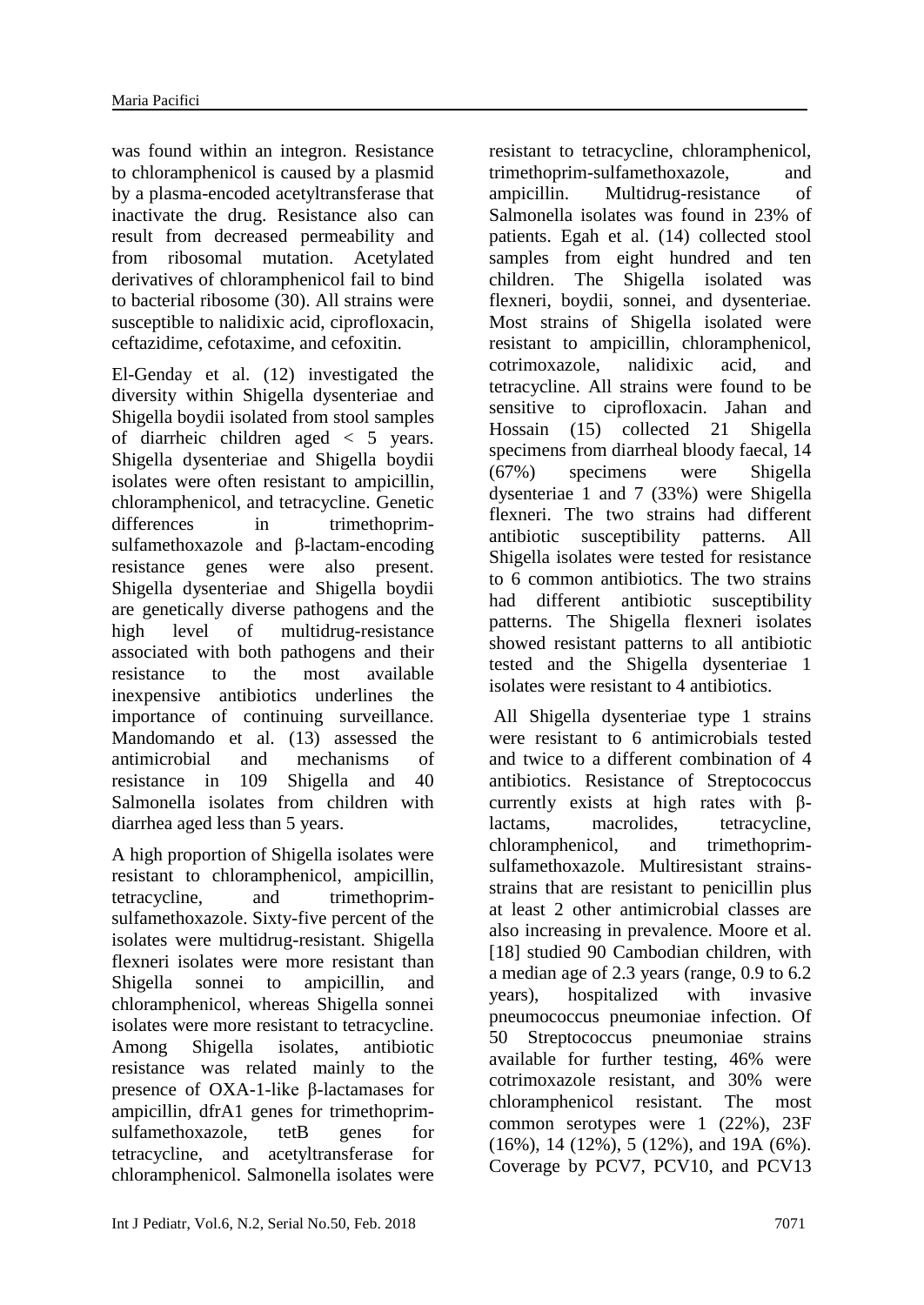was found within an integron. Resistance to chloramphenicol is caused by a plasmid by a plasma-encoded acetyltransferase that inactivate the drug. Resistance also can result from decreased permeability and from ribosomal mutation. Acetylated derivatives of chloramphenicol fail to bind to bacterial ribosome (30). All strains were susceptible to nalidixic acid, ciprofloxacin, ceftazidime, cefotaxime, and cefoxitin.

El-Genday et al. (12) investigated the diversity within Shigella dysenteriae and Shigella boydii isolated from stool samples of diarrheic children aged < 5 years. Shigella dysenteriae and Shigella boydii isolates were often resistant to ampicillin, chloramphenicol, and tetracycline. Genetic differences in trimethoprim-sulfamethoxazole and β-lactam-encoding resistance genes were also present. Shigella dysenteriae and Shigella boydii are genetically diverse pathogens and the high level of multidrug-resistance associated with both pathogens and their resistance to the most available inexpensive antibiotics underlines the importance of continuing surveillance. Mandomando et al. (13) assessed the antimicrobial and mechanisms of resistance in 109 Shigella and 40 Salmonella isolates from children with diarrhea aged less than 5 years.

A high proportion of Shigella isolates were resistant to chloramphenicol, ampicillin, tetracycline, and trimethoprim-sulfamethoxazole. Sixty-five percent of the isolates were multidrug-resistant. Shigella flexneri isolates were more resistant than Shigella sonnei to ampicillin, and chloramphenicol, whereas Shigella sonnei isolates were more resistant to tetracycline. Among Shigella isolates, antibiotic resistance was related mainly to the presence of OXA-1-like β-lactamases for ampicillin, dfrA1 genes for trimethoprim-sulfamethoxazole, tetB genes for tetracycline, and acetyltransferase for chloramphenicol. Salmonella isolates were resistant to tetracycline, chloramphenicol, trimethoprim-sulfamethoxazole, and ampicillin. Multidrug-resistance of Salmonella isolates was found in 23% of patients. Egah et al. (14) collected stool samples from eight hundred and ten children. The Shigella isolated was flexneri, boydii, sonnei, and dysenteriae. Most strains of Shigella isolated were resistant to ampicillin, chloramphenicol, cotrimoxazole, nalidixic acid, and tetracycline. All strains were found to be sensitive to ciprofloxacin. Jahan and Hossain (15) collected 21 Shigella specimens from diarrheal bloody faecal, 14 (67%) specimens were Shigella dysenteriae 1 and 7 (33%) were Shigella flexneri. The two strains had different antibiotic susceptibility patterns. All Shigella isolates were tested for resistance to 6 common antibiotics. The two strains had different antibiotic susceptibility patterns. The Shigella flexneri isolates showed resistant patterns to all antibiotic tested and the Shigella dysenteriae 1 isolates were resistant to 4 antibiotics.

All Shigella dysenteriae type 1 strains were resistant to 6 antimicrobials tested and twice to a different combination of 4 antibiotics. Resistance of Streptococcus currently exists at high rates with β-lactams, macrolides, tetracycline, chloramphenicol, and trimethoprim-sulfamethoxazole. Multiresistant strains-strains that are resistant to penicillin plus at least 2 other antimicrobial classes are also increasing in prevalence. Moore et al. [18] studied 90 Cambodian children, with a median age of 2.3 years (range, 0.9 to 6.2 years), hospitalized with invasive pneumococcus pneumoniae infection. Of 50 Streptococcus pneumoniae strains available for further testing, 46% were cotrimoxazole resistant, and 30% were chloramphenicol resistant. The most common serotypes were 1 (22%), 23F (16%), 14 (12%), 5 (12%), and 19A (6%). Coverage by PCV7, PCV10, and PCV13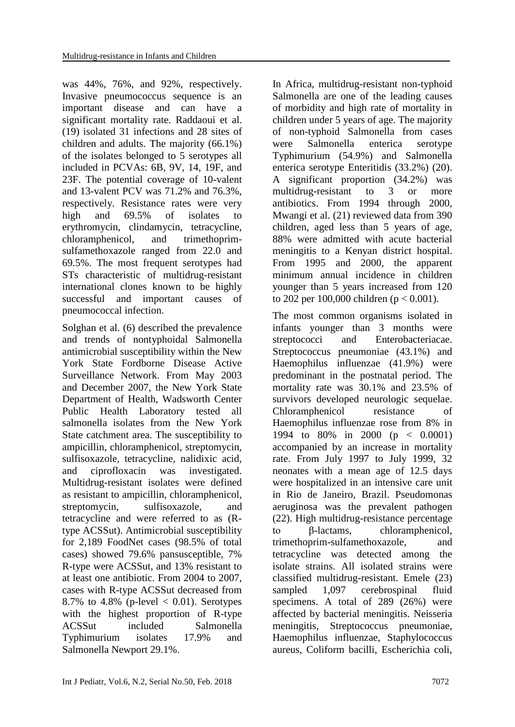was 44%, 76%, and 92%, respectively. Invasive pneumococcus sequence is an important disease and can have a significant mortality rate. Raddaoui et al. (19) isolated 31 infections and 28 sites of children and adults. The majority (66.1%) of the isolates belonged to 5 serotypes all included in PCVAs: 6B, 9V, 14, 19F, and 23F. The potential coverage of 10-valent and 13-valent PCV was 71.2% and 76.3%, respectively. Resistance rates were very high and 69.5% of isolates to erythromycin, clindamycin, tetracycline, chloramphenicol, and trimethoprim-sulfamethoxazole ranged from 22.0 and 69.5%. The most frequent serotypes had STs characteristic of multidrug-resistant international clones known to be highly successful and important causes of pneumococcal infection.

Solghan et al. (6) described the prevalence and trends of nontyphoidal Salmonella antimicrobial susceptibility within the New York State Fordborne Disease Active Surveillance Network. From May 2003 and December 2007, the New York State Department of Health, Wadsworth Center Public Health Laboratory tested all salmonella isolates from the New York State catchment area. The susceptibility to ampicillin, chloramphenicol, streptomycin, sulfisoxazole, tetracycline, nalidixic acid, and ciprofloxacin was investigated. Multidrug-resistant isolates were defined as resistant to ampicillin, chloramphenicol, streptomycin, sulfisoxazole, and tetracycline and were referred to as (R-type ACSSut). Antimicrobial susceptibility for 2,189 FoodNet cases (98.5% of total cases) showed 79.6% pansusceptible, 7% R-type were ACSSut, and 13% resistant to at least one antibiotic. From 2004 to 2007, cases with R-type ACSSut decreased from 8.7% to 4.8% (p-level < 0.01). Serotypes with the highest proportion of R-type ACSSut included Salmonella Typhimurium isolates 17.9% and Salmonella Newport 29.1%.

In Africa, multidrug-resistant non-typhoid Salmonella are one of the leading causes of morbidity and high rate of mortality in children under 5 years of age. The majority of non-typhoid Salmonella from cases were Salmonella enterica serotype Typhimurium (54.9%) and Salmonella enterica serotype Enteritidis (33.2%) (20). A significant proportion (34.2%) was multidrug-resistant to 3 or more antibiotics. From 1994 through 2000, Mwangi et al. (21) reviewed data from 390 children, aged less than 5 years of age, 88% were admitted with acute bacterial meningitis to a Kenyan district hospital. From 1995 and 2000, the apparent minimum annual incidence in children younger than 5 years increased from 120 to 202 per 100,000 children ($p < 0.001$).

The most common organisms isolated in infants younger than 3 months were streptococci and Enterobacteriacae. Streptococcus pneumoniae (43.1%) and Haemophilus influenzae (41.9%) were predominant in the postnatal period. The mortality rate was 30.1% and 23.5% of survivors developed neurologic sequelae. Chloramphenicol resistance of Haemophilus influenzae rose from 8% in 1994 to 80% in 2000 ($p < 0.0001$) accompanied by an increase in mortality rate. From July 1997 to July 1999, 32 neonates with a mean age of 12.5 days were hospitalized in an intensive care unit in Rio de Janeiro, Brazil. Pseudomonas aeruginosa was the prevalent pathogen (22). High multidrug-resistance percentage to β-lactams, chloramphenicol, trimethoprim-sulfamethoxazole, and tetracycline was detected among the isolate strains. All isolated strains were classified multidrug-resistant. Emele (23) sampled 1,097 cerebrospinal fluid specimens. A total of 289 (26%) were affected by bacterial meningitis. Neisseria meningitis, Streptococcus pneumoniae, Haemophilus influenzae, Staphylococcus aureus, Coliform bacilli, Escherichia coli,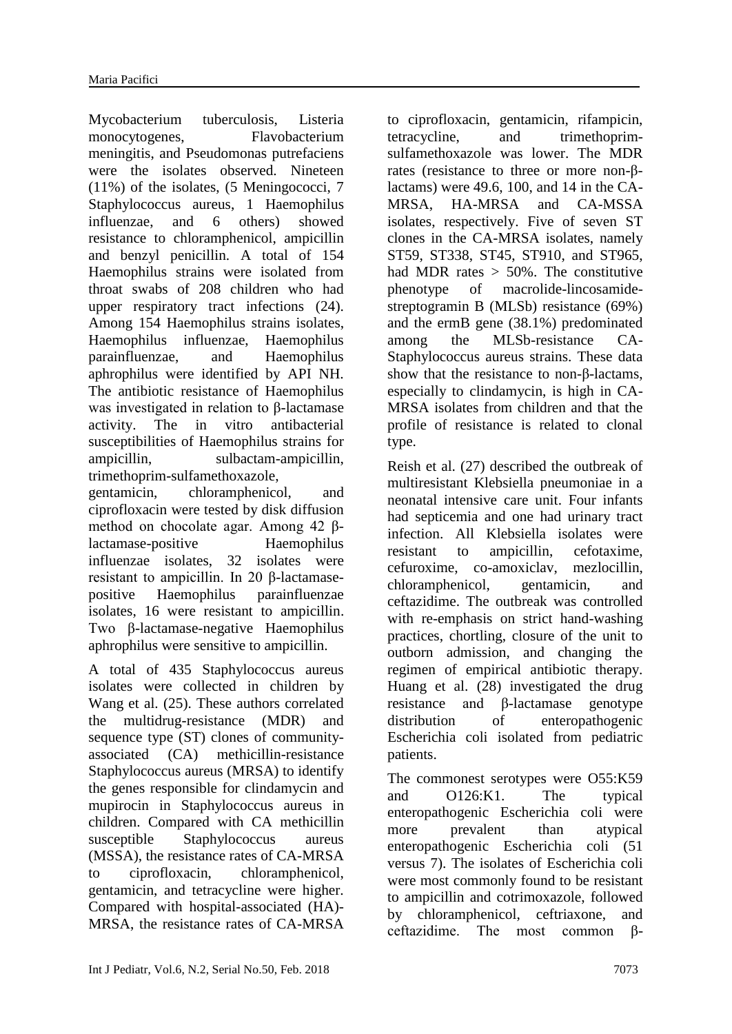Mycobacterium tuberculosis, Listeria monocytogenes, Flavobacterium meningitis, and Pseudomonas putrefaciens were the isolates observed. Nineteen (11%) of the isolates, (5 Meningococci, 7 Staphylococcus aureus, 1 Haemophilus influenzae, and 6 others) showed resistance to chloramphenicol, ampicillin and benzyl penicillin. A total of 154 Haemophilus strains were isolated from throat swabs of 208 children who had upper respiratory tract infections (24). Among 154 Haemophilus strains isolates, Haemophilus influenzae, Haemophilus parainfluenzae, and Haemophilus aphrophilus were identified by API NH. The antibiotic resistance of Haemophilus was investigated in relation to β-lactamase activity. The in vitro antibacterial susceptibilities of Haemophilus strains for ampicillin, sulbactam-ampicillin, trimethoprim-sulfamethoxazole, gentamicin, chloramphenicol, and ciprofloxacin were tested by disk diffusion method on chocolate agar. Among 42 β-lactamase-positive Haemophilus influenzae isolates, 32 isolates were resistant to ampicillin. In 20 β-lactamase-positive Haemophilus parainfluenzae isolates, 16 were resistant to ampicillin. Two β-lactamase-negative Haemophilus aphrophilus were sensitive to ampicillin.

A total of 435 Staphylococcus aureus isolates were collected in children by Wang et al. (25). These authors correlated the multidrug-resistance (MDR) and sequence type (ST) clones of community-associated (CA) methicillin-resistance Staphylococcus aureus (MRSA) to identify the genes responsible for clindamycin and mupirocin in Staphylococcus aureus in children. Compared with CA methicillin susceptible Staphylococcus aureus (MSSA), the resistance rates of CA-MRSA to ciprofloxacin, chloramphenicol, gentamicin, and tetracycline were higher. Compared with hospital-associated (HA)-MRSA, the resistance rates of CA-MRSA to ciprofloxacin, gentamicin, rifampicin, tetracycline, and trimethoprim-sulfamethoxazole was lower. The MDR rates (resistance to three or more non-β-lactams) were 49.6, 100, and 14 in the CA-MRSA, HA-MRSA and CA-MSSA isolates, respectively. Five of seven ST clones in the CA-MRSA isolates, namely ST59, ST338, ST45, ST910, and ST965, had MDR rates > 50%. The constitutive phenotype of macrolide-lincosamide-streptogramin B (MLSb) resistance (69%) and the ermB gene (38.1%) predominated among the MLSb-resistance CA-Staphylococcus aureus strains. These data show that the resistance to non-β-lactams, especially to clindamycin, is high in CA-MRSA isolates from children and that the profile of resistance is related to clonal type.

Reish et al. (27) described the outbreak of multiresistant Klebsiella pneumoniae in a neonatal intensive care unit. Four infants had septicemia and one had urinary tract infection. All Klebsiella isolates were resistant to ampicillin, cefotaxime, cefuroxime, co-amoxiclav, mezlocillin, chloramphenicol, gentamicin, and ceftazidime. The outbreak was controlled with re-emphasis on strict hand-washing practices, chortling, closure of the unit to outborn admission, and changing the regimen of empirical antibiotic therapy. Huang et al. (28) investigated the drug resistance and β-lactamase genotype distribution of enteropathogenic Escherichia coli isolated from pediatric patients.

The commonest serotypes were O55:K59 and O126:K1. The typical enteropathogenic Escherichia coli were more prevalent than atypical enteropathogenic Escherichia coli (51 versus 7). The isolates of Escherichia coli were most commonly found to be resistant to ampicillin and cotrimoxazole, followed by chloramphenicol, ceftriaxone, and ceftazidime. The most common β-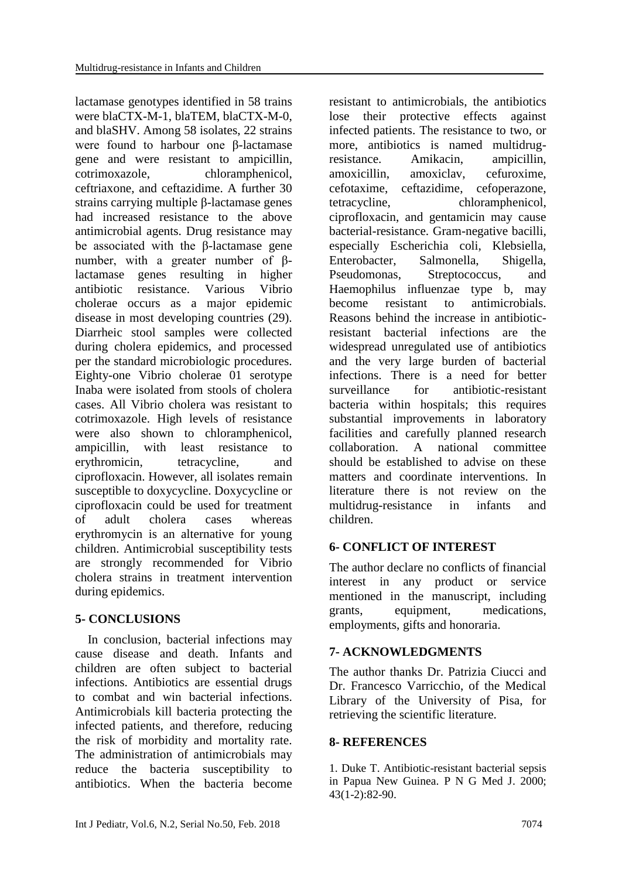lactamase genotypes identified in 58 trains were blaCTX-M-1, blaTEM, blaCTX-M-0, and blaSHV. Among 58 isolates, 22 strains were found to harbour one β-lactamase gene and were resistant to ampicillin, cotrimoxazole, chloramphenicol, ceftriaxone, and ceftazidime. A further 30 strains carrying multiple β-lactamase genes had increased resistance to the above antimicrobial agents. Drug resistance may be associated with the β-lactamase gene number, with a greater number of β-lactamase genes resulting in higher antibiotic resistance. Various Vibrio cholerae occurs as a major epidemic disease in most developing countries (29). Diarrheic stool samples were collected during cholera epidemics, and processed per the standard microbiologic procedures. Eighty-one Vibrio cholerae 01 serotype Inaba were isolated from stools of cholera cases. All Vibrio cholera was resistant to cotrimoxazole. High levels of resistance were also shown to chloramphenicol, ampicillin, with least resistance to erythromicin, tetracycline, and ciprofloxacin. However, all isolates remain susceptible to doxycycline. Doxycycline or ciprofloxacin could be used for treatment of adult cholera cases whereas erythromycin is an alternative for young children. Antimicrobial susceptibility tests are strongly recommended for Vibrio cholera strains in treatment intervention during epidemics.

## 5- CONCLUSIONS

In conclusion, bacterial infections may cause disease and death. Infants and children are often subject to bacterial infections. Antibiotics are essential drugs to combat and win bacterial infections. Antimicrobials kill bacteria protecting the infected patients, and therefore, reducing the risk of morbidity and mortality rate. The administration of antimicrobials may reduce the bacteria susceptibility to antibiotics. When the bacteria become resistant to antimicrobials, the antibiotics lose their protective effects against infected patients. The resistance to two, or more, antibiotics is named multidrug-resistance. Amikacin, ampicillin, amoxicillin, amoxiclav, cefuroxime, cefotaxime, ceftazidime, cefoperazone, tetracycline, chloramphenicol, ciprofloxacin, and gentamicin may cause bacterial-resistance. Gram-negative bacilli, especially Escherichia coli, Klebsiella, Enterobacter, Salmonella, Shigella, Pseudomonas, Streptococcus, and Haemophilus influenzae type b, may become resistant to antimicrobials. Reasons behind the increase in antibiotic-resistant bacterial infections are the widespread unregulated use of antibiotics and the very large burden of bacterial infections. There is a need for better surveillance for antibiotic-resistant bacteria within hospitals; this requires substantial improvements in laboratory facilities and carefully planned research collaboration. A national committee should be established to advise on these matters and coordinate interventions. In literature there is not review on the multidrug-resistance in infants and children.

## 6- CONFLICT OF INTEREST

The author declare no conflicts of financial interest in any product or service mentioned in the manuscript, including grants, equipment, medications, employments, gifts and honoraria.

## 7- ACKNOWLEDGMENTS

The author thanks Dr. Patrizia Ciucci and Dr. Francesco Varricchio, of the Medical Library of the University of Pisa, for retrieving the scientific literature.

## 8- REFERENCES

1. Duke T. Antibiotic-resistant bacterial sepsis in Papua New Guinea. P N G Med J. 2000; 43(1-2):82-90.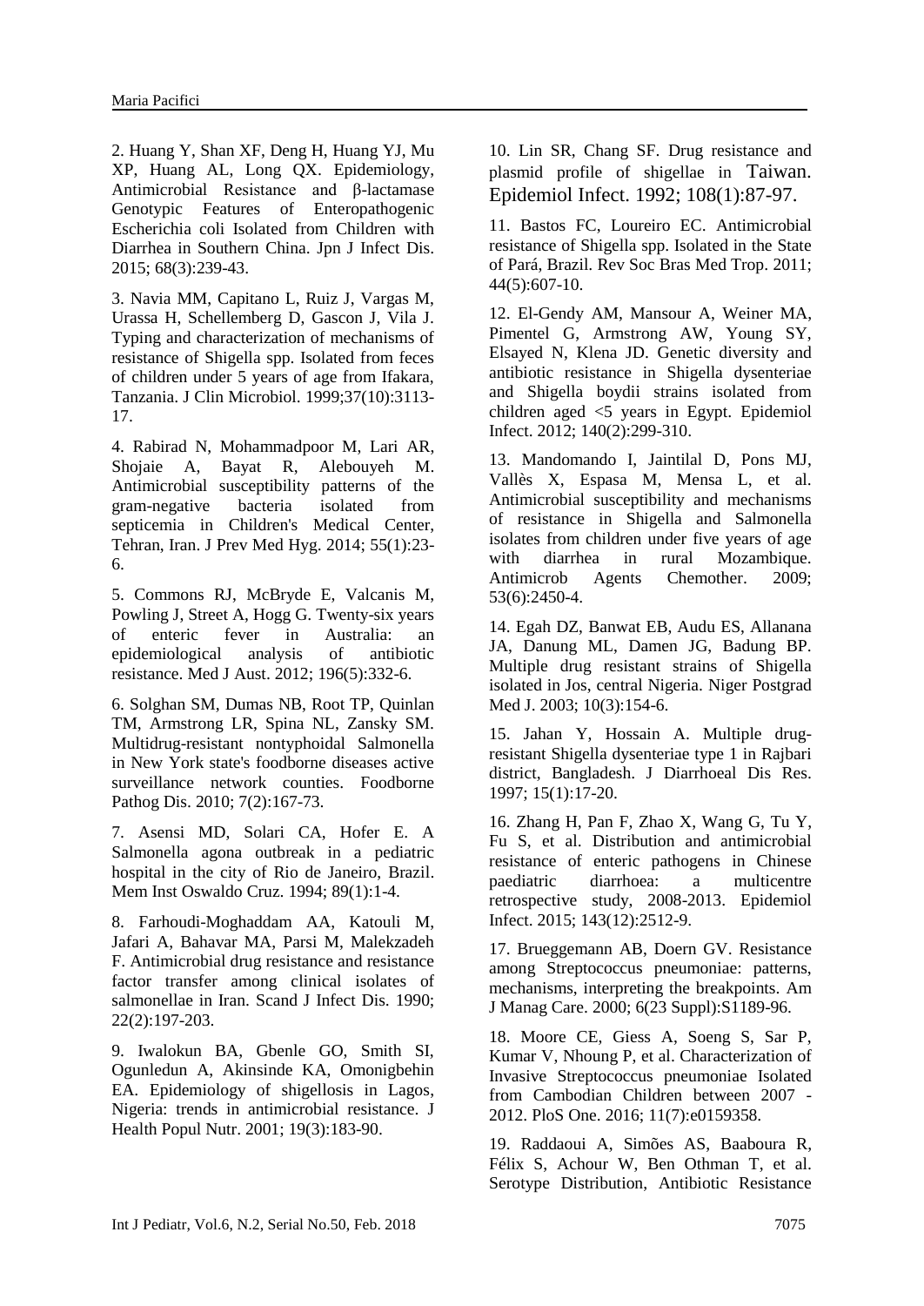2. Huang Y, Shan XF, Deng H, Huang YJ, Mu XP, Huang AL, Long QX. Epidemiology, Antimicrobial Resistance and β-lactamase Genotypic Features of Enteropathogenic Escherichia coli Isolated from Children with Diarrhea in Southern China. Jpn J Infect Dis. 2015; 68(3):239-43.

3. Navia MM, Capitano L, Ruiz J, Vargas M, Urassa H, Schellemberg D, Gascon J, Vila J. Typing and characterization of mechanisms of resistance of Shigella spp. Isolated from feces of children under 5 years of age from Ifakara, Tanzania. J Clin Microbiol. 1999;37(10):3113-17.

4. Rabirad N, Mohammadpoor M, Lari AR, Shojaie A, Bayat R, Alebouyeh M. Antimicrobial susceptibility patterns of the gram-negative bacteria isolated from septicemia in Children's Medical Center, Tehran, Iran. J Prev Med Hyg. 2014; 55(1):23-6.

5. Commons RJ, McBryde E, Valcanis M, Powling J, Street A, Hogg G. Twenty-six years of enteric fever in Australia: an epidemiological analysis of antibiotic resistance. Med J Aust. 2012; 196(5):332-6.

6. Solghan SM, Dumas NB, Root TP, Quinlan TM, Armstrong LR, Spina NL, Zansky SM. Multidrug-resistant nontyphoidal Salmonella in New York state's foodborne diseases active surveillance network counties. Foodborne Pathog Dis. 2010; 7(2):167-73.

7. Asensi MD, Solari CA, Hofer E. A Salmonella agona outbreak in a pediatric hospital in the city of Rio de Janeiro, Brazil. Mem Inst Oswaldo Cruz. 1994; 89(1):1-4.

8. Farhoudi-Moghaddam AA, Katouli M, Jafari A, Bahavar MA, Parsi M, Malekzadeh F. Antimicrobial drug resistance and resistance factor transfer among clinical isolates of salmonellae in Iran. Scand J Infect Dis. 1990; 22(2):197-203.

9. Iwalokun BA, Gbenle GO, Smith SI, Ogunledun A, Akinsinde KA, Omonigbehin EA. Epidemiology of shigellosis in Lagos, Nigeria: trends in antimicrobial resistance. J Health Popul Nutr. 2001; 19(3):183-90.

10. Lin SR, Chang SF. Drug resistance and plasmid profile of shigellae in Taiwan. Epidemiol Infect. 1992; 108(1):87-97.

11. Bastos FC, Loureiro EC. Antimicrobial resistance of Shigella spp. Isolated in the State of Pará, Brazil. Rev Soc Bras Med Trop. 2011; 44(5):607-10.

12. El-Gendy AM, Mansour A, Weiner MA, Pimentel G, Armstrong AW, Young SY, Elsayed N, Klena JD. Genetic diversity and antibiotic resistance in Shigella dysenteriae and Shigella boydii strains isolated from children aged <5 years in Egypt. Epidemiol Infect. 2012; 140(2):299-310.

13. Mandomando I, Jaintilal D, Pons MJ, Vallès X, Espasa M, Mensa L, et al. Antimicrobial susceptibility and mechanisms of resistance in Shigella and Salmonella isolates from children under five years of age with diarrhea in rural Mozambique. Antimicrob Agents Chemother. 2009; 53(6):2450-4.

14. Egah DZ, Banwat EB, Audu ES, Allanana JA, Danung ML, Damen JG, Badung BP. Multiple drug resistant strains of Shigella isolated in Jos, central Nigeria. Niger Postgrad Med J. 2003; 10(3):154-6.

15. Jahan Y, Hossain A. Multiple drug-resistant Shigella dysenteriae type 1 in Rajbari district, Bangladesh. J Diarrhoeal Dis Res. 1997; 15(1):17-20.

16. Zhang H, Pan F, Zhao X, Wang G, Tu Y, Fu S, et al. Distribution and antimicrobial resistance of enteric pathogens in Chinese paediatric diarrhoea: a multicentre retrospective study, 2008-2013. Epidemiol Infect. 2015; 143(12):2512-9.

17. Brueggemann AB, Doern GV. Resistance among Streptococcus pneumoniae: patterns, mechanisms, interpreting the breakpoints. Am J Manag Care. 2000; 6(23 Suppl):S1189-96.

18. Moore CE, Giess A, Soeng S, Sar P, Kumar V, Nhoung P, et al. Characterization of Invasive Streptococcus pneumoniae Isolated from Cambodian Children between 2007 - 2012. PloS One. 2016; 11(7):e0159358.

19. Raddaoui A, Simões AS, Baaboura R, Félix S, Achour W, Ben Othman T, et al. Serotype Distribution, Antibiotic Resistance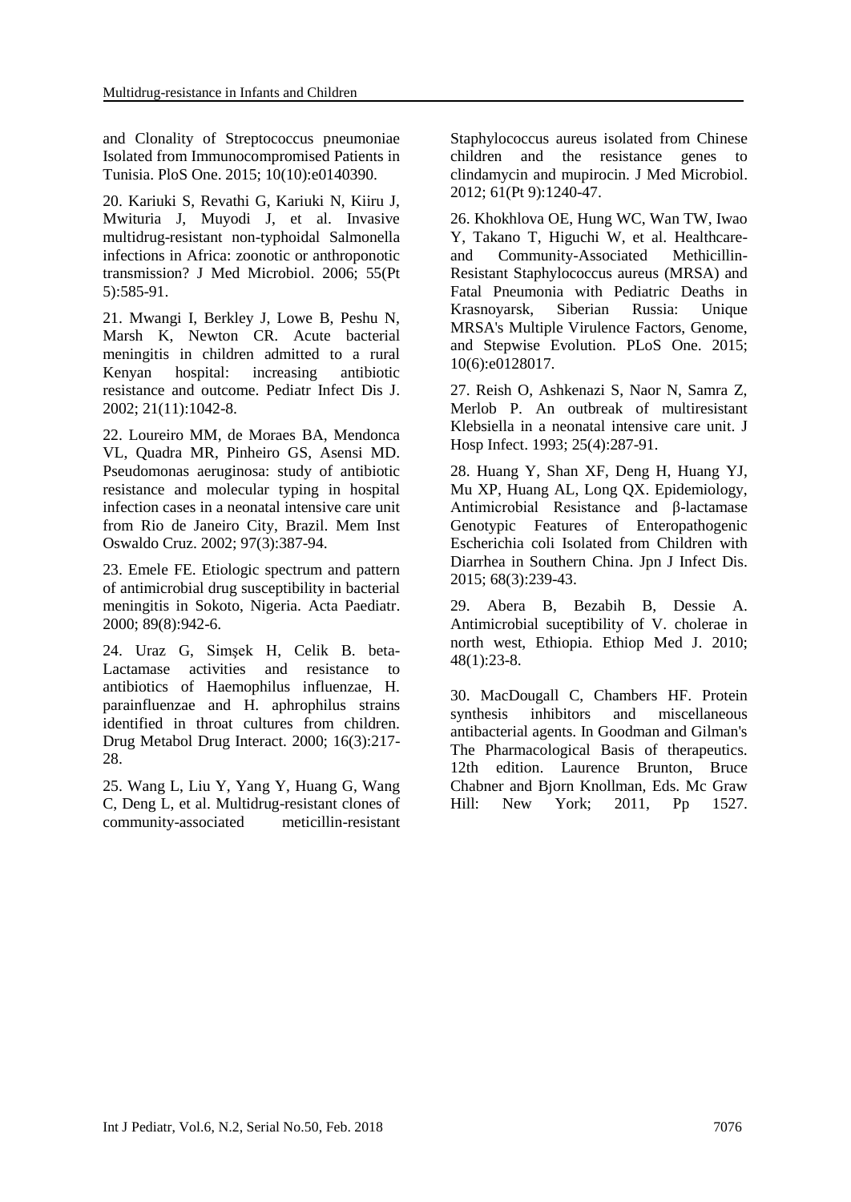and Clonality of Streptococcus pneumoniae Isolated from Immunocompromised Patients in Tunisia. PloS One. 2015; 10(10):e0140390.

20. Kariuki S, Revathi G, Kariuki N, Kiiru J, Mwituria J, Muyodi J, et al. Invasive multidrug-resistant non-typhoidal Salmonella infections in Africa: zoonotic or anthroponotic transmission? J Med Microbiol. 2006; 55(Pt 5):585-91.

21. Mwangi I, Berkley J, Lowe B, Peshu N, Marsh K, Newton CR. Acute bacterial meningitis in children admitted to a rural Kenyan hospital: increasing antibiotic resistance and outcome. Pediatr Infect Dis J. 2002; 21(11):1042-8.

22. Loureiro MM, de Moraes BA, Mendonca VL, Quadra MR, Pinheiro GS, Asensi MD. Pseudomonas aeruginosa: study of antibiotic resistance and molecular typing in hospital infection cases in a neonatal intensive care unit from Rio de Janeiro City, Brazil. Mem Inst Oswaldo Cruz. 2002; 97(3):387-94.

23. Emele FE. Etiologic spectrum and pattern of antimicrobial drug susceptibility in bacterial meningitis in Sokoto, Nigeria. Acta Paediatr. 2000; 89(8):942-6.

24. Uraz G, Simşek H, Celik B. beta-Lactamase activities and resistance to antibiotics of Haemophilus influenzae, H. parainfluenzae and H. aphrophilus strains identified in throat cultures from children. Drug Metabol Drug Interact. 2000; 16(3):217-28.

25. Wang L, Liu Y, Yang Y, Huang G, Wang C, Deng L, et al. Multidrug-resistant clones of community-associated meticillin-resistant Staphylococcus aureus isolated from Chinese children and the resistance genes to clindamycin and mupirocin. J Med Microbiol. 2012; 61(Pt 9):1240-47.

26. Khokhlova OE, Hung WC, Wan TW, Iwao Y, Takano T, Higuchi W, et al. Healthcare- and Community-Associated Methicillin-Resistant Staphylococcus aureus (MRSA) and Fatal Pneumonia with Pediatric Deaths in Krasnoyarsk, Siberian Russia: Unique MRSA's Multiple Virulence Factors, Genome, and Stepwise Evolution. PLoS One. 2015; 10(6):e0128017.

27. Reish O, Ashkenazi S, Naor N, Samra Z, Merlob P. An outbreak of multiresistant Klebsiella in a neonatal intensive care unit. J Hosp Infect. 1993; 25(4):287-91.

28. Huang Y, Shan XF, Deng H, Huang YJ, Mu XP, Huang AL, Long QX. Epidemiology, Antimicrobial Resistance and β-lactamase Genotypic Features of Enteropathogenic Escherichia coli Isolated from Children with Diarrhea in Southern China. Jpn J Infect Dis. 2015; 68(3):239-43.

29. Abera B, Bezabih B, Dessie A. Antimicrobial suceptibility of V. cholerae in north west, Ethiopia. Ethiop Med J. 2010; 48(1):23-8.

30. MacDougall C, Chambers HF. Protein synthesis inhibitors and miscellaneous antibacterial agents. In Goodman and Gilman's The Pharmacological Basis of therapeutics. 12th edition. Laurence Brunton, Bruce Chabner and Bjorn Knollman, Eds. Mc Graw Hill: New York; 2011, Pp 1527.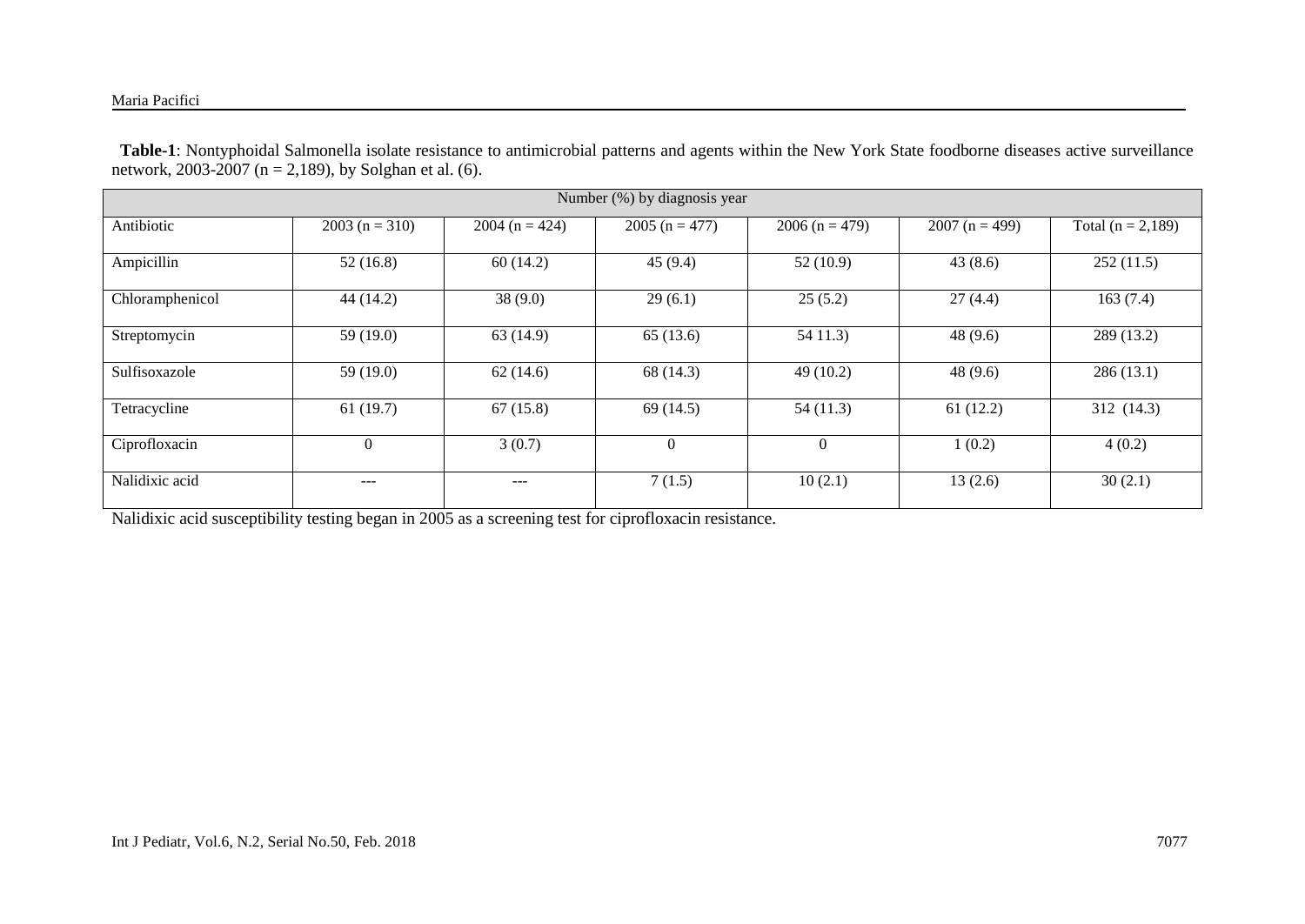**Table-1**: Nontyphoidal Salmonella isolate resistance to antimicrobial patterns and agents within the New York State foodborne diseases active surveillance network, 2003-2007 (n = 2,189), by Solghan et al. (6).

| Number (%) by diagnosis year | | | | | | |
|---|---|---|---|---|---|---|
| Antibiotic | 2003 (n = 310) | 2004 (n = 424) | 2005 (n = 477) | 2006 (n = 479) | 2007 (n = 499) | Total (n = 2,189) |
| Ampicillin | 52 (16.8) | 60 (14.2) | 45 (9.4) | 52 (10.9) | 43 (8.6) | 252 (11.5) |
| Chloramphenicol | 44 (14.2) | 38 (9.0) | 29 (6.1) | 25 (5.2) | 27 (4.4) | 163 (7.4) |
| Streptomycin | 59 (19.0) | 63 (14.9) | 65 (13.6) | 54 11.3) | 48 (9.6) | 289 (13.2) |
| Sulfisoxazole | 59 (19.0) | 62 (14.6) | 68 (14.3) | 49 (10.2) | 48 (9.6) | 286 (13.1) |
| Tetracycline | 61 (19.7) | 67 (15.8) | 69 (14.5) | 54 (11.3) | 61 (12.2) | 312 (14.3) |
| Ciprofloxacin | 0 | 3 (0.7) | 0 | 0 | 1 (0.2) | 4 (0.2) |
| Nalidixic acid | --- | --- | 7 (1.5) | 10 (2.1) | 13 (2.6) | 30 (2.1) |

Nalidixic acid susceptibility testing began in 2005 as a screening test for ciprofloxacin resistance.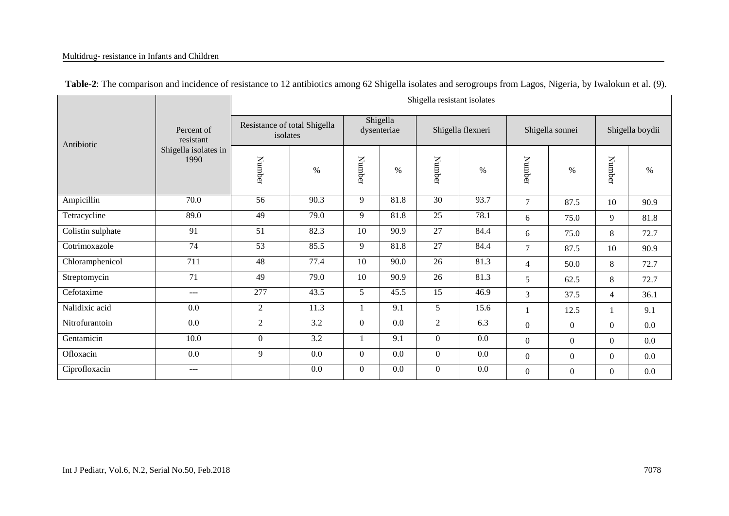**Table-2**: The comparison and incidence of resistance to 12 antibiotics among 62 Shigella isolates and serogroups from Lagos, Nigeria, by Iwalokun et al. (9).

| Antibiotic | Percent of resistant Shigella isolates in 1990 | Shigella resistant isolates | | | | | | | | | |
|---|---|---|---|---|---|---|---|---|---|---|---|
| | | Resistance of total Shigella isolates | | Shigella dysenteriae | | Shigella flexneri | | Shigella sonnei | | Shigella boydii | |
| | | Number | % | Number | % | Number | % | Number | % | Number | % |
| Ampicillin | 70.0 | 56 | 90.3 | 9 | 81.8 | 30 | 93.7 | 7 | 87.5 | 10 | 90.9 |
| Tetracycline | 89.0 | 49 | 79.0 | 9 | 81.8 | 25 | 78.1 | 6 | 75.0 | 9 | 81.8 |
| Colistin sulphate | 91 | 51 | 82.3 | 10 | 90.9 | 27 | 84.4 | 6 | 75.0 | 8 | 72.7 |
| Cotrimoxazole | 74 | 53 | 85.5 | 9 | 81.8 | 27 | 84.4 | 7 | 87.5 | 10 | 90.9 |
| Chloramphenicol | 711 | 48 | 77.4 | 10 | 90.0 | 26 | 81.3 | 4 | 50.0 | 8 | 72.7 |
| Streptomycin | 71 | 49 | 79.0 | 10 | 90.9 | 26 | 81.3 | 5 | 62.5 | 8 | 72.7 |
| Cefotaxime | --- | 277 | 43.5 | 5 | 45.5 | 15 | 46.9 | 3 | 37.5 | 4 | 36.1 |
| Nalidixic acid | 0.0 | 2 | 11.3 | 1 | 9.1 | 5 | 15.6 | 1 | 12.5 | 1 | 9.1 |
| Nitrofurantoin | 0.0 | 2 | 3.2 | 0 | 0.0 | 2 | 6.3 | 0 | 0 | 0 | 0.0 |
| Gentamicin | 10.0 | 0 | 3.2 | 1 | 9.1 | 0 | 0.0 | 0 | 0 | 0 | 0.0 |
| Ofloxacin | 0.0 | 9 | 0.0 | 0 | 0.0 | 0 | 0.0 | 0 | 0 | 0 | 0.0 |
| Ciprofloxacin | --- | | 0.0 | 0 | 0.0 | 0 | 0.0 | 0 | 0 | 0 | 0.0 |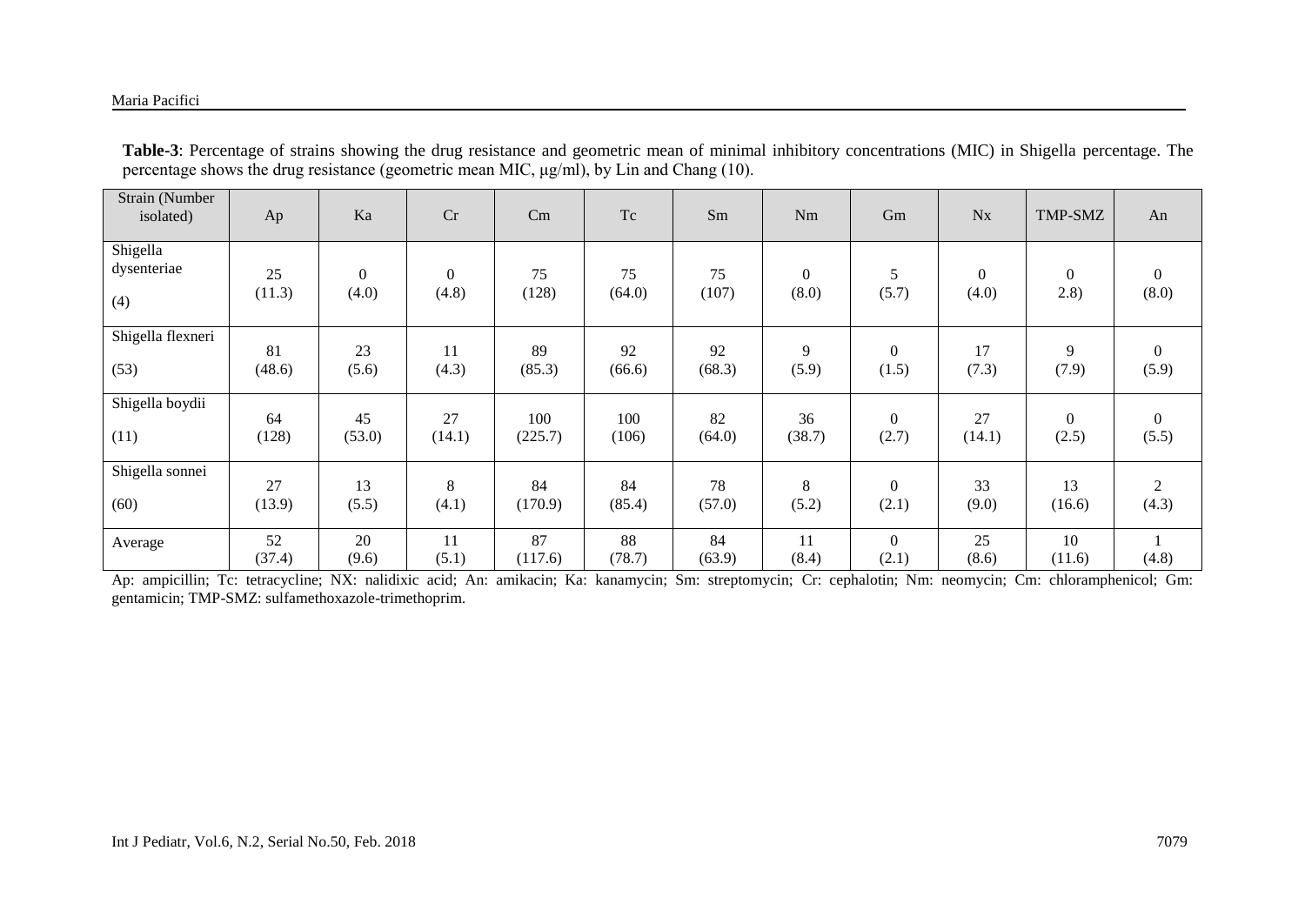**Table-3**: Percentage of strains showing the drug resistance and geometric mean of minimal inhibitory concentrations (MIC) in Shigella percentage. The percentage shows the drug resistance (geometric mean MIC, μg/ml), by Lin and Chang (10).

| Strain (Number isolated) | Ap | Ka | Cr | Cm | Tc | Sm | Nm | Gm | Nx | TMP-SMZ | An |
|---|---|---|---|---|---|---|---|---|---|---|---|
| Shigella dysenteriae (4) | 25 (11.3) | 0 (4.0) | 0 (4.8) | 75 (128) | 75 (64.0) | 75 (107) | 0 (8.0) | 5 (5.7) | 0 (4.0) | 0 2.8) | 0 (8.0) |
| Shigella flexneri (53) | 81 (48.6) | 23 (5.6) | 11 (4.3) | 89 (85.3) | 92 (66.6) | 92 (68.3) | 9 (5.9) | 0 (1.5) | 17 (7.3) | 9 (7.9) | 0 (5.9) |
| Shigella boydii (11) | 64 (128) | 45 (53.0) | 27 (14.1) | 100 (225.7) | 100 (106) | 82 (64.0) | 36 (38.7) | 0 (2.7) | 27 (14.1) | 0 (2.5) | 0 (5.5) |
| Shigella sonnei (60) | 27 (13.9) | 13 (5.5) | 8 (4.1) | 84 (170.9) | 84 (85.4) | 78 (57.0) | 8 (5.2) | 0 (2.1) | 33 (9.0) | 13 (16.6) | 2 (4.3) |
| Average | 52 (37.4) | 20 (9.6) | 11 (5.1) | 87 (117.6) | 88 (78.7) | 84 (63.9) | 11 (8.4) | 0 (2.1) | 25 (8.6) | 10 (11.6) | 1 (4.8) |

Ap: ampicillin; Tc: tetracycline; NX: nalidixic acid; An: amikacin; Ka: kanamycin; Sm: streptomycin; Cr: cephalotin; Nm: neomycin; Cm: chloramphenicol; Gm: gentamicin; TMP-SMZ: sulfamethoxazole-trimethoprim.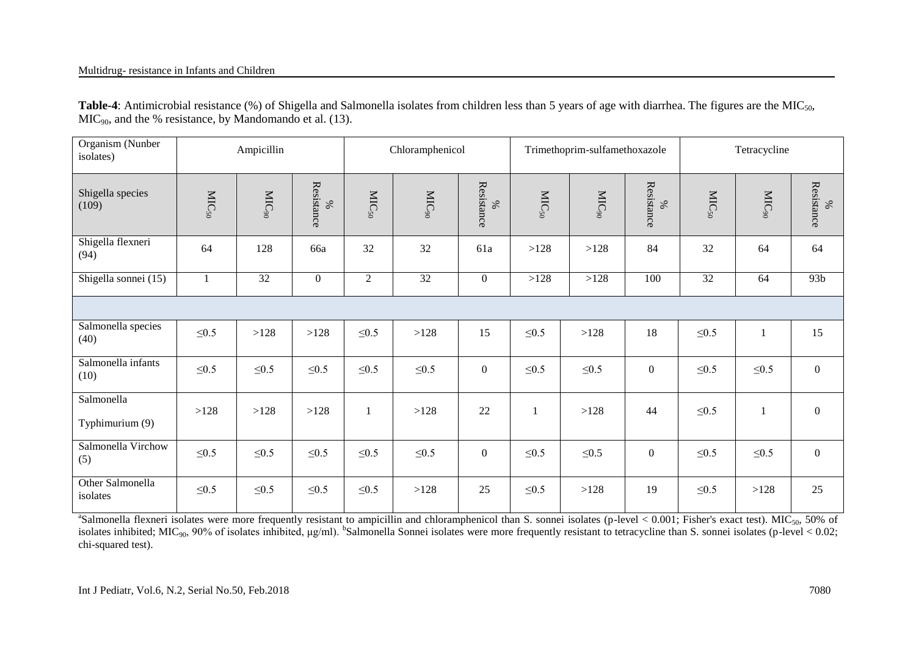**Table-4**: Antimicrobial resistance (%) of Shigella and Salmonella isolates from children less than 5 years of age with diarrhea. The figures are the $MIC_{50}$, $MIC_{90}$, and the % resistance, by Mandomando et al. (13).

| Organism (Nunber isolates) | Ampicillin | | | Chloramphenicol | | | Trimethoprim-sulfamethoxazole | | | Tetracycline | | |
|---|---|---|---|---|---|---|---|---|---|---|---|---|
| Shigella species (109) | $MIC_{50}$ | $MIC_{90}$ | % Resistance | $MIC_{50}$ | $MIC_{90}$ | % Resistance | $MIC_{50}$ | $MIC_{90}$ | % Resistance | $MIC_{50}$ | $MIC_{90}$ | % Resistance |
| Shigella flexneri (94) | 64 | 128 | 66a | 32 | 32 | 61a | >128 | >128 | 84 | 32 | 64 | 64 |
| Shigella sonnei (15) | 1 | 32 | 0 | 2 | 32 | 0 | >128 | >128 | 100 | 32 | 64 | 93b |
| | | | | | | | | | | | | |
| Salmonella species (40) | ≤0.5 | >128 | >128 | ≤0.5 | >128 | 15 | ≤0.5 | >128 | 18 | ≤0.5 | 1 | 15 |
| Salmonella infants (10) | ≤0.5 | ≤0.5 | ≤0.5 | ≤0.5 | ≤0.5 | 0 | ≤0.5 | ≤0.5 | 0 | ≤0.5 | ≤0.5 | 0 |
| Salmonella Typhimurium (9) | >128 | >128 | >128 | 1 | >128 | 22 | 1 | >128 | 44 | ≤0.5 | 1 | 0 |
| Salmonella Virchow (5) | ≤0.5 | ≤0.5 | ≤0.5 | ≤0.5 | ≤0.5 | 0 | ≤0.5 | ≤0.5 | 0 | ≤0.5 | ≤0.5 | 0 |
| Other Salmonella isolates | ≤0.5 | ≤0.5 | ≤0.5 | ≤0.5 | >128 | 25 | ≤0.5 | >128 | 19 | ≤0.5 | >128 | 25 |

[a]Salmonella flexneri isolates were more frequently resistant to ampicillin and chloramphenicol than S. sonnei isolates (p-level < 0.001; Fisher's exact test). $MIC_{50}$, 50% of isolates inhibited; $MIC_{90}$, 90% of isolates inhibited, µg/ml). [b]Salmonella Sonnei isolates were more frequently resistant to tetracycline than S. sonnei isolates (p-level < 0.02; chi-squared test).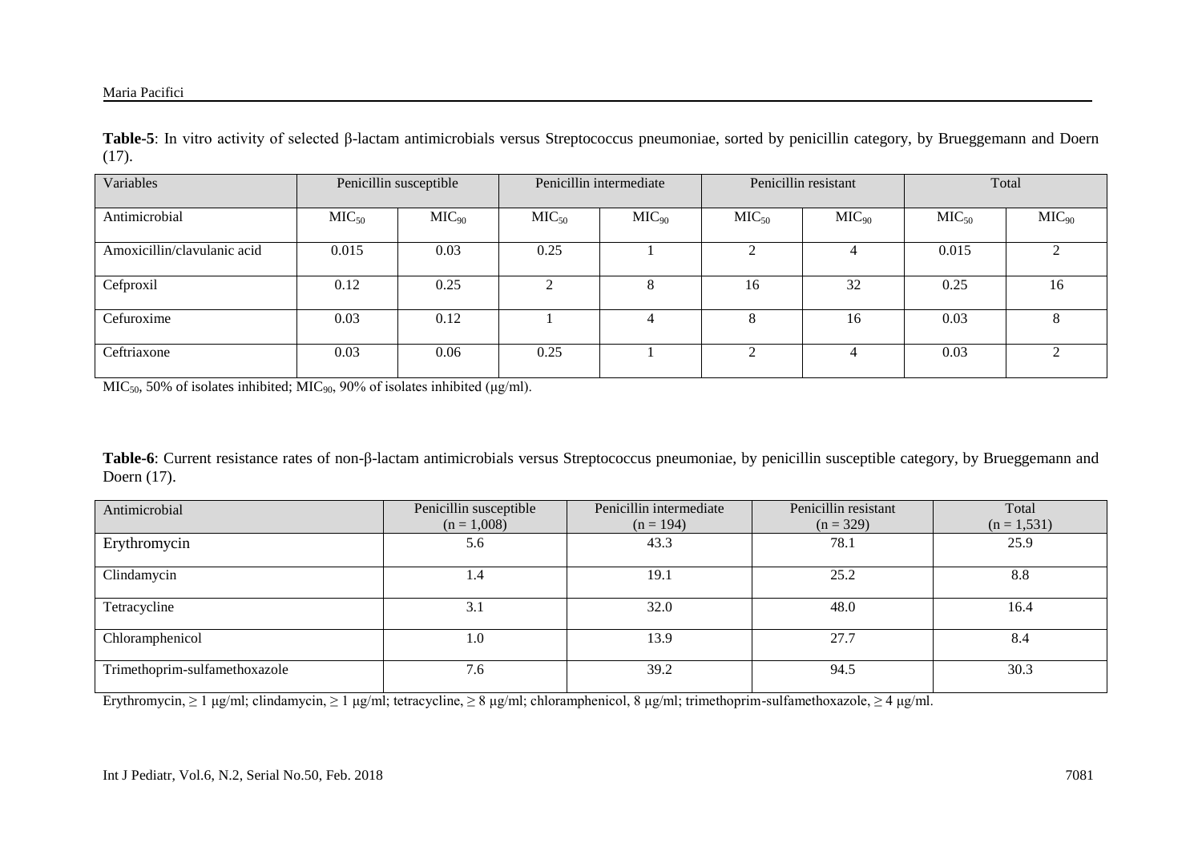**Table-5**: In vitro activity of selected β-lactam antimicrobials versus Streptococcus pneumoniae, sorted by penicillin category, by Brueggemann and Doern (17).

| Variables | Penicillin susceptible | | Penicillin intermediate | | Penicillin resistant | | Total | |
|---|---|---|---|---|---|---|---|---|
| Antimicrobial | $MIC_{50}$ | $MIC_{90}$ | $MIC_{50}$ | $MIC_{90}$ | $MIC_{50}$ | $MIC_{90}$ | $MIC_{50}$ | $MIC_{90}$ |
| Amoxicillin/clavulanic acid | 0.015 | 0.03 | 0.25 | 1 | 2 | 4 | 0.015 | 2 |
| Cefproxil | 0.12 | 0.25 | 2 | 8 | 16 | 32 | 0.25 | 16 |
| Cefuroxime | 0.03 | 0.12 | 1 | 4 | 8 | 16 | 0.03 | 8 |
| Ceftriaxone | 0.03 | 0.06 | 0.25 | 1 | 2 | 4 | 0.03 | 2 |

$MIC_{50}$, 50% of isolates inhibited; $MIC_{90}$, 90% of isolates inhibited (μg/ml).

**Table-6**: Current resistance rates of non-β-lactam antimicrobials versus Streptococcus pneumoniae, by penicillin susceptible category, by Brueggemann and Doern (17).

| Antimicrobial | Penicillin susceptible (n = 1,008) | Penicillin intermediate (n = 194) | Penicillin resistant (n = 329) | Total (n = 1,531) |
|---|---|---|---|---|
| Erythromycin | 5.6 | 43.3 | 78.1 | 25.9 |
| Clindamycin | 1.4 | 19.1 | 25.2 | 8.8 |
| Tetracycline | 3.1 | 32.0 | 48.0 | 16.4 |
| Chloramphenicol | 1.0 | 13.9 | 27.7 | 8.4 |
| Trimethoprim-sulfamethoxazole | 7.6 | 39.2 | 94.5 | 30.3 |

Erythromycin, ≥ 1 μg/ml; clindamycin, ≥ 1 μg/ml; tetracycline, ≥ 8 μg/ml; chloramphenicol, 8 μg/ml; trimethoprim-sulfamethoxazole, ≥ 4 μg/ml.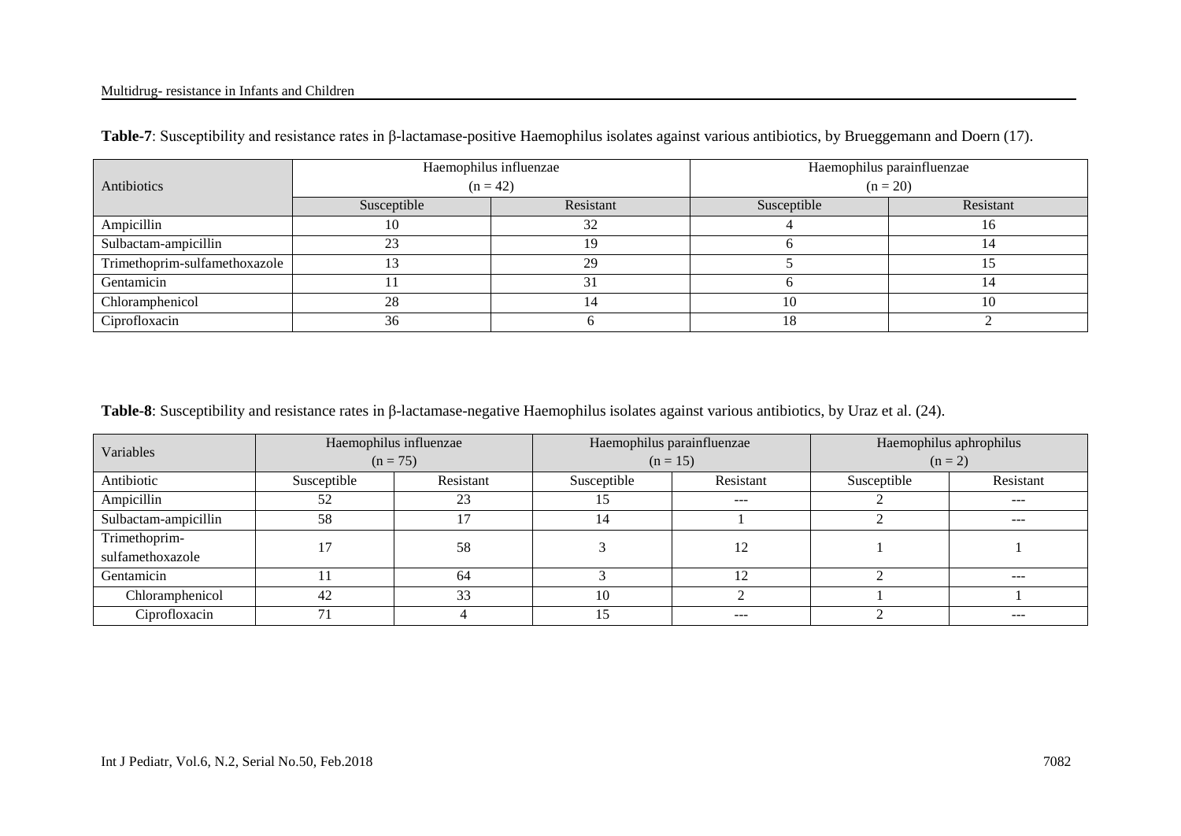**Table-7**: Susceptibility and resistance rates in β-lactamase-positive Haemophilus isolates against various antibiotics, by Brueggemann and Doern (17).

| Antibiotics | Haemophilus influenzae (n = 42) | | Haemophilus parainfluenzae (n = 20) | |
|---|---|---|---|---|
| | Susceptible | Resistant | Susceptible | Resistant |
| Ampicillin | 10 | 32 | 4 | 16 |
| Sulbactam-ampicillin | 23 | 19 | 6 | 14 |
| Trimethoprim-sulfamethoxazole | 13 | 29 | 5 | 15 |
| Gentamicin | 11 | 31 | 6 | 14 |
| Chloramphenicol | 28 | 14 | 10 | 10 |
| Ciprofloxacin | 36 | 6 | 18 | 2 |

**Table-8**: Susceptibility and resistance rates in β-lactamase-negative Haemophilus isolates against various antibiotics, by Uraz et al. (24).

| Variables | Haemophilus influenzae (n = 75) | | Haemophilus parainfluenzae (n = 15) | | Haemophilus aphrophilus (n = 2) | |
|---|---|---|---|---|---|---|
| Antibiotic | Susceptible | Resistant | Susceptible | Resistant | Susceptible | Resistant |
| Ampicillin | 52 | 23 | 15 | --- | 2 | --- |
| Sulbactam-ampicillin | 58 | 17 | 14 | 1 | 2 | --- |
| Trimethoprim-sulfamethoxazole | 17 | 58 | 3 | 12 | 1 | 1 |
| Gentamicin | 11 | 64 | 3 | 12 | 2 | --- |
| Chloramphenicol | 42 | 33 | 10 | 2 | 1 | 1 |
| Ciprofloxacin | 71 | 4 | 15 | --- | 2 | --- |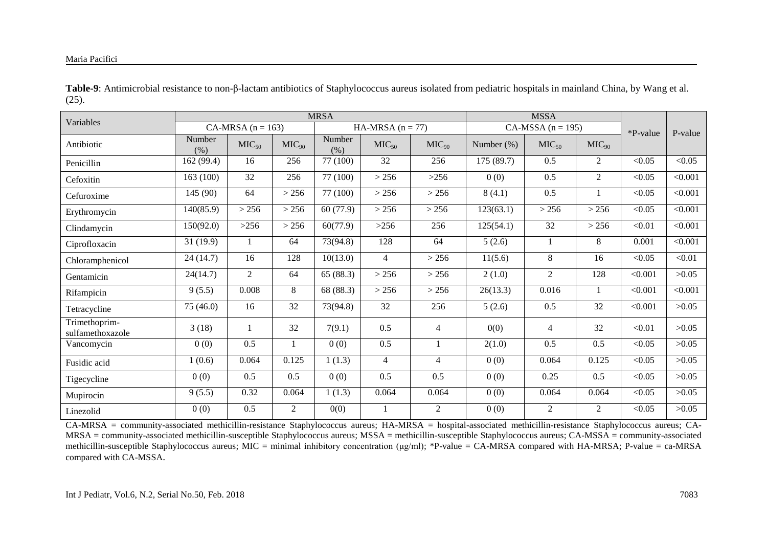**Table-9**: Antimicrobial resistance to non-β-lactam antibiotics of Staphylococcus aureus isolated from pediatric hospitals in mainland China, by Wang et al. (25).

| Variables | MRSA | | | | | | MSSA | | | *P-value | P-value |
|---|---|---|---|---|---|---|---|---|---|---|---|
| | CA-MRSA (n = 163) | | | HA-MRSA (n = 77) | | | CA-MSSA (n = 195) | | | | |
| Antibiotic | Number (%) | $MIC_{50}$ | $MIC_{90}$ | Number (%) | $MIC_{50}$ | $MIC_{90}$ | Number (%) | $MIC_{50}$ | $MIC_{90}$ | | |
| Penicillin | 162 (99.4) | 16 | 256 | 77 (100) | 32 | 256 | 175 (89.7) | 0.5 | 2 | <0.05 | <0.05 |
| Cefoxitin | 163 (100) | 32 | 256 | 77 (100) | > 256 | >256 | 0 (0) | 0.5 | 2 | <0.05 | <0.001 |
| Cefuroxime | 145 (90) | 64 | > 256 | 77 (100) | > 256 | > 256 | 8 (4.1) | 0.5 | 1 | <0.05 | <0.001 |
| Erythromycin | 140(85.9) | > 256 | > 256 | 60 (77.9) | > 256 | > 256 | 123(63.1) | > 256 | > 256 | <0.05 | <0.001 |
| Clindamycin | 150(92.0) | >256 | > 256 | 60(77.9) | >256 | 256 | 125(54.1) | 32 | > 256 | <0.01 | <0.001 |
| Ciprofloxacin | 31 (19.9) | 1 | 64 | 73(94.8) | 128 | 64 | 5 (2.6) | 1 | 8 | 0.001 | <0.001 |
| Chloramphenicol | 24 (14.7) | 16 | 128 | 10(13.0) | 4 | > 256 | 11(5.6) | 8 | 16 | <0.05 | <0.01 |
| Gentamicin | 24(14.7) | 2 | 64 | 65 (88.3) | > 256 | > 256 | 2 (1.0) | 2 | 128 | <0.001 | >0.05 |
| Rifampicin | 9 (5.5) | 0.008 | 8 | 68 (88.3) | > 256 | > 256 | 26(13.3) | 0.016 | 1 | <0.001 | <0.001 |
| Tetracycline | 75 (46.0) | 16 | 32 | 73(94.8) | 32 | 256 | 5 (2.6) | 0.5 | 32 | <0.001 | >0.05 |
| Trimethoprim-sulfamethoxazole | 3 (18) | 1 | 32 | 7(9.1) | 0.5 | 4 | 0(0) | 4 | 32 | <0.01 | >0.05 |
| Vancomycin | 0 (0) | 0.5 | 1 | 0 (0) | 0.5 | 1 | 2(1.0) | 0.5 | 0.5 | <0.05 | >0.05 |
| Fusidic acid | 1 (0.6) | 0.064 | 0.125 | 1 (1.3) | 4 | 4 | 0 (0) | 0.064 | 0.125 | <0.05 | >0.05 |
| Tigecycline | 0 (0) | 0.5 | 0.5 | 0 (0) | 0.5 | 0.5 | 0 (0) | 0.25 | 0.5 | <0.05 | >0.05 |
| Mupirocin | 9 (5.5) | 0.32 | 0.064 | 1 (1.3) | 0.064 | 0.064 | 0 (0) | 0.064 | 0.064 | <0.05 | >0.05 |
| Linezolid | 0 (0) | 0.5 | 2 | 0(0) | 1 | 2 | 0 (0) | 2 | 2 | <0.05 | >0.05 |

CA-MRSA = community-associated methicillin-resistance Staphylococcus aureus; HA-MRSA = hospital-associated methicillin-resistance Staphylococcus aureus; CA-MRSA = community-associated methicillin-susceptible Staphylococcus aureus; MSSA = methicillin-susceptible Staphylococcus aureus; CA-MSSA = community-associated methicillin-susceptible Staphylococcus aureus; MIC = minimal inhibitory concentration (μg/ml); *P-value = CA-MRSA compared with HA-MRSA; P-value = ca-MRSA compared with CA-MSSA.